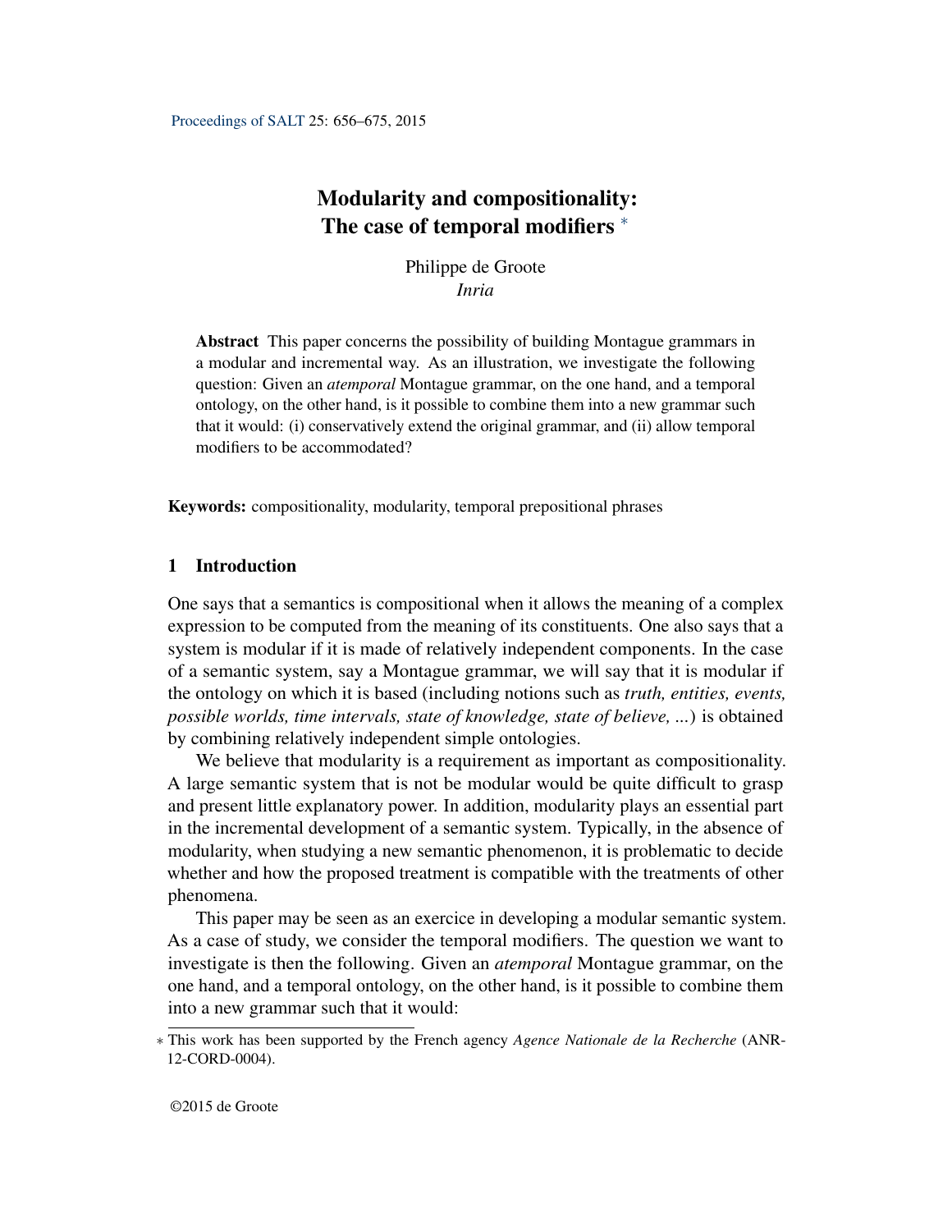# Modularity and compositionality: The case of temporal modifiers *

Philippe de Groote
*Inria*

**Abstract** This paper concerns the possibility of building Montague grammars in a modular and incremental way. As an illustration, we investigate the following question: Given an *atemporal* Montague grammar, on the one hand, and a temporal ontology, on the other hand, is it possible to combine them into a new grammar such that it would: (i) conservatively extend the original grammar, and (ii) allow temporal modifiers to be accommodated?

**Keywords:** compositionality, modularity, temporal prepositional phrases

## 1 Introduction

One says that a semantics is compositional when it allows the meaning of a complex expression to be computed from the meaning of its constituents. One also says that a system is modular if it is made of relatively independent components. In the case of a semantic system, say a Montague grammar, we will say that it is modular if the ontology on which it is based (including notions such as *truth, entities, events, possible worlds, time intervals, state of knowledge, state of believe, ...*) is obtained by combining relatively independent simple ontologies.

We believe that modularity is a requirement as important as compositionality. A large semantic system that is not be modular would be quite difficult to grasp and present little explanatory power. In addition, modularity plays an essential part in the incremental development of a semantic system. Typically, in the absence of modularity, when studying a new semantic phenomenon, it is problematic to decide whether and how the proposed treatment is compatible with the treatments of other phenomena.

This paper may be seen as an exercice in developing a modular semantic system. As a case of study, we consider the temporal modifiers. The question we want to investigate is then the following. Given an *atemporal* Montague grammar, on the one hand, and a temporal ontology, on the other hand, is it possible to combine them into a new grammar such that it would:

* This work has been supported by the French agency *Agence Nationale de la Recherche* (ANR-12-CORD-0004).

©2015 de Groote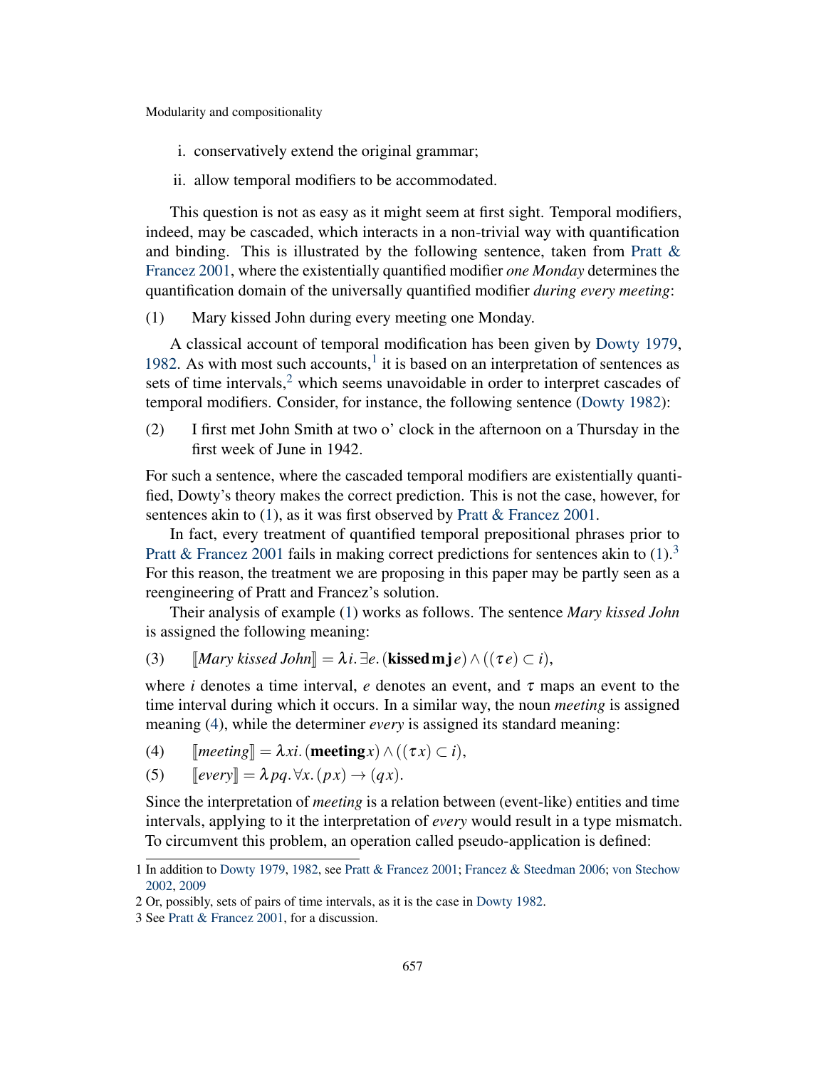i. conservatively extend the original grammar;

ii. allow temporal modifiers to be accommodated.

This question is not as easy as it might seem at first sight. Temporal modifiers, indeed, may be cascaded, which interacts in a non-trivial way with quantification and binding. This is illustrated by the following sentence, taken from Pratt & Francez 2001, where the existentially quantified modifier *one Monday* determines the quantification domain of the universally quantified modifier *during every meeting*:

(1) Mary kissed John during every meeting one Monday.

A classical account of temporal modification has been given by Dowty 1979, 1982. As with most such accounts,[1] it is based on an interpretation of sentences as sets of time intervals,[2] which seems unavoidable in order to interpret cascades of temporal modifiers. Consider, for instance, the following sentence (Dowty 1982):

(2) I first met John Smith at two o' clock in the afternoon on a Thursday in the first week of June in 1942.

For such a sentence, where the cascaded temporal modifiers are existentially quantified, Dowty's theory makes the correct prediction. This is not the case, however, for sentences akin to (1), as it was first observed by Pratt & Francez 2001.

In fact, every treatment of quantified temporal prepositional phrases prior to Pratt & Francez 2001 fails in making correct predictions for sentences akin to (1).[3] For this reason, the treatment we are proposing in this paper may be partly seen as a reengineering of Pratt and Francez's solution.

Their analysis of example (1) works as follows. The sentence *Mary kissed John* is assigned the following meaning:

(3) $[\![\textit{Mary kissed John}]\!] = \lambda i.\, \exists e.\, (\mathbf{kissed}\, \mathbf{m}\, \mathbf{j}\, e) \wedge ((\tau\, e) \subset i)$,

where $i$ denotes a time interval, $e$ denotes an event, and $\tau$ maps an event to the time interval during which it occurs. In a similar way, the noun *meeting* is assigned meaning (4), while the determiner *every* is assigned its standard meaning:

(4) $[\![\textit{meeting}]\!] = \lambda x i.\, (\mathbf{meeting}\, x) \wedge ((\tau\, x) \subset i)$,

(5) $[\![\textit{every}]\!] = \lambda p q.\, \forall x.\, (p\, x) \rightarrow (q\, x)$.

Since the interpretation of *meeting* is a relation between (event-like) entities and time intervals, applying to it the interpretation of *every* would result in a type mismatch. To circumvent this problem, an operation called pseudo-application is defined:

1 In addition to Dowty 1979, 1982, see Pratt & Francez 2001; Francez & Steedman 2006; von Stechow 2002, 2009

2 Or, possibly, sets of pairs of time intervals, as it is the case in Dowty 1982.

3 See Pratt & Francez 2001, for a discussion.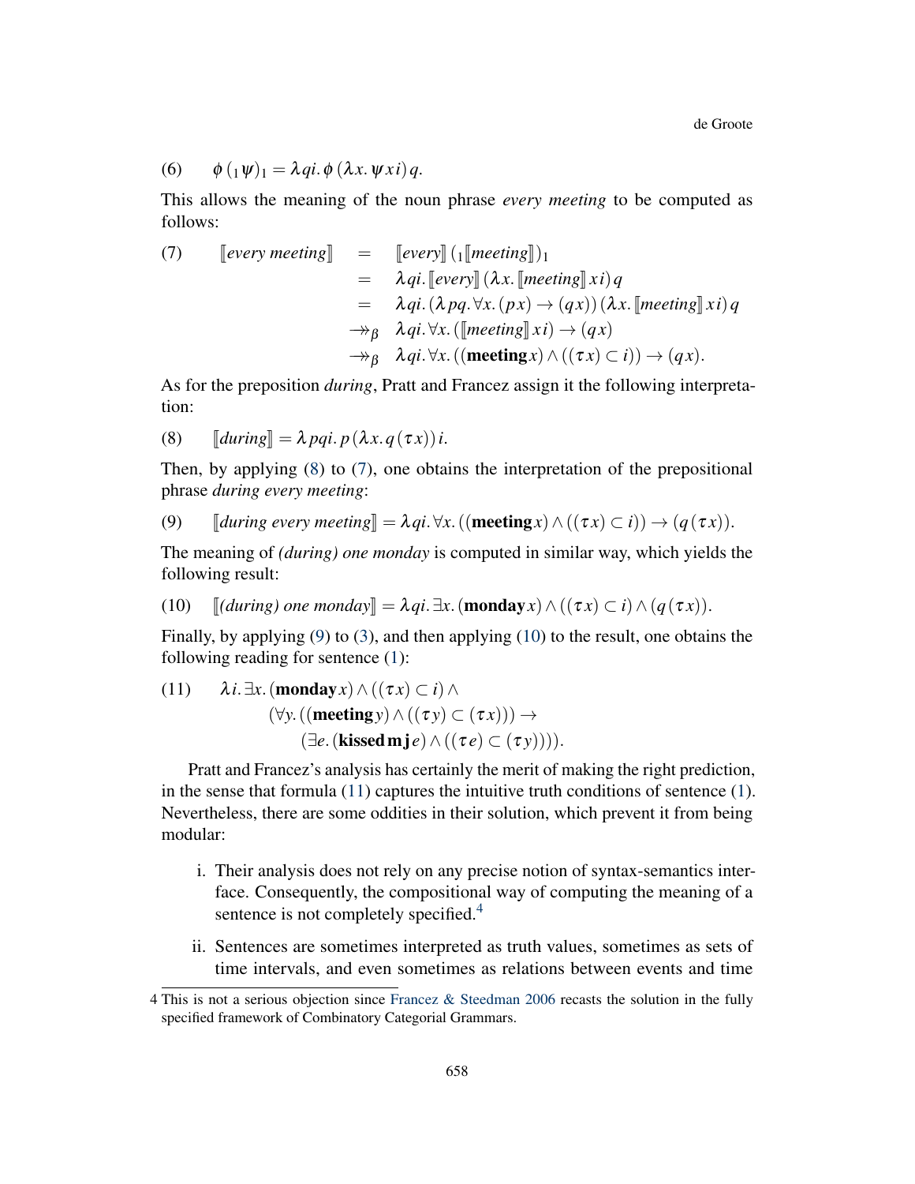(6) $\quad \phi\,({}_1\psi)_1 = \lambda qi.\,\phi\,(\lambda x.\,\psi\,x\,i)\,q.$

This allows the meaning of the noun phrase *every meeting* to be computed as follows:

(7)
$$
\begin{aligned}
[\![\textit{every meeting}]\!] \quad &= \quad [\![\textit{every}]\!]\,({}_1[\![\textit{meeting}]\!])_1 \\
&= \quad \lambda qi.\,[\![\textit{every}]\!]\,(\lambda x.\,[\![\textit{meeting}]\!]\,x\,i)\,q \\
&= \quad \lambda qi.\,(\lambda pq.\,\forall x.\,(p\,x) \rightarrow (q\,x))\,(\lambda x.\,[\![\textit{meeting}]\!]\,x\,i)\,q \\
&\twoheadrightarrow_\beta \quad \lambda qi.\,\forall x.\,([\![\textit{meeting}]\!]\,x\,i) \rightarrow (q\,x) \\
&\twoheadrightarrow_\beta \quad \lambda qi.\,\forall x.\,((\mathbf{meeting}\,x) \wedge ((\tau\,x) \subset i)) \rightarrow (q\,x).
\end{aligned}
$$

As for the preposition *during*, Pratt and Francez assign it the following interpretation:

(8) $\quad [\![\textit{during}]\!] = \lambda pqi.\,p\,(\lambda x.\,q\,(\tau\,x))\,i.$

Then, by applying (8) to (7), one obtains the interpretation of the prepositional phrase *during every meeting*:

(9) $\quad [\![\textit{during every meeting}]\!] = \lambda qi.\,\forall x.\,((\mathbf{meeting}\,x) \wedge ((\tau\,x) \subset i)) \rightarrow (q\,(\tau\,x)).$

The meaning of *(during) one monday* is computed in similar way, which yields the following result:

(10) $\quad [\![\textit{(during) one monday}]\!] = \lambda qi.\,\exists x.\,(\mathbf{monday}\,x) \wedge ((\tau\,x) \subset i) \wedge (q\,(\tau\,x)).$

Finally, by applying (9) to (3), and then applying (10) to the result, one obtains the following reading for sentence (1):

(11)
$$
\begin{aligned}
&\lambda i.\,\exists x.\,(\mathbf{monday}\,x) \wedge ((\tau\,x) \subset i) \wedge \\
&\qquad (\forall y.\,((\mathbf{meeting}\,y) \wedge ((\tau\,y) \subset (\tau\,x))) \rightarrow \\
&\qquad\qquad (\exists e.\,(\mathbf{kissed}\,\mathbf{m}\,\mathbf{j}\,e) \wedge ((\tau\,e) \subset (\tau\,y)))).
\end{aligned}
$$

Pratt and Francez's analysis has certainly the merit of making the right prediction, in the sense that formula (11) captures the intuitive truth conditions of sentence (1). Nevertheless, there are some oddities in their solution, which prevent it from being modular:

i. Their analysis does not rely on any precise notion of syntax-semantics interface. Consequently, the compositional way of computing the meaning of a sentence is not completely specified.[4]

ii. Sentences are sometimes interpreted as truth values, sometimes as sets of time intervals, and even sometimes as relations between events and time

4 This is not a serious objection since Francez & Steedman 2006 recasts the solution in the fully specified framework of Combinatory Categorial Grammars.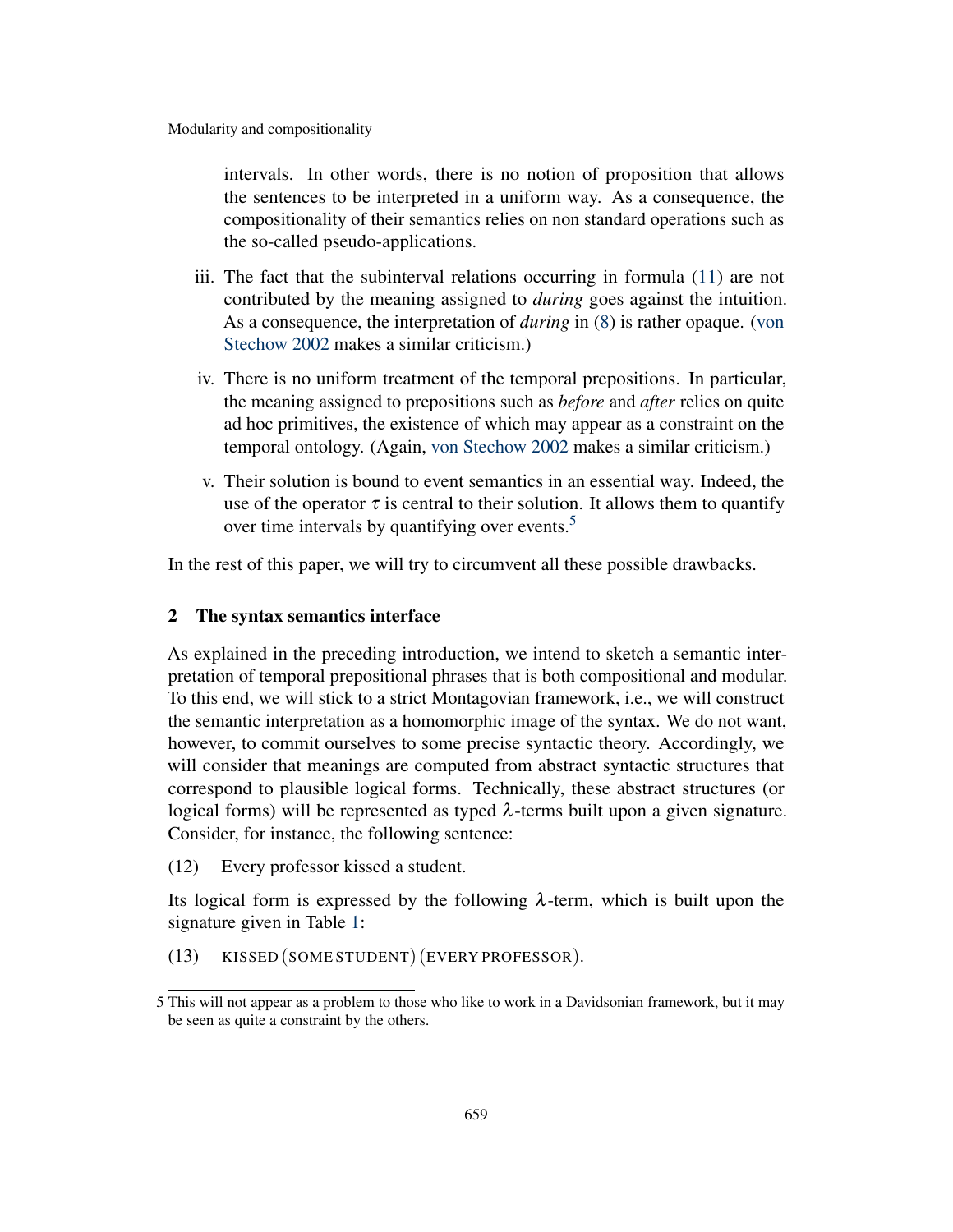intervals. In other words, there is no notion of proposition that allows the sentences to be interpreted in a uniform way. As a consequence, the compositionality of their semantics relies on non standard operations such as the so-called pseudo-applications.

iii. The fact that the subinterval relations occurring in formula (11) are not contributed by the meaning assigned to *during* goes against the intuition. As a consequence, the interpretation of *during* in (8) is rather opaque. (von Stechow 2002 makes a similar criticism.)

iv. There is no uniform treatment of the temporal prepositions. In particular, the meaning assigned to prepositions such as *before* and *after* relies on quite ad hoc primitives, the existence of which may appear as a constraint on the temporal ontology. (Again, von Stechow 2002 makes a similar criticism.)

v. Their solution is bound to event semantics in an essential way. Indeed, the use of the operator $\tau$ is central to their solution. It allows them to quantify over time intervals by quantifying over events.[5]

In the rest of this paper, we will try to circumvent all these possible drawbacks.

## 2 The syntax semantics interface

As explained in the preceding introduction, we intend to sketch a semantic interpretation of temporal prepositional phrases that is both compositional and modular. To this end, we will stick to a strict Montagovian framework, i.e., we will construct the semantic interpretation as a homomorphic image of the syntax. We do not want, however, to commit ourselves to some precise syntactic theory. Accordingly, we will consider that meanings are computed from abstract syntactic structures that correspond to plausible logical forms. Technically, these abstract structures (or logical forms) will be represented as typed $\lambda$-terms built upon a given signature. Consider, for instance, the following sentence:

(12) Every professor kissed a student.

Its logical form is expressed by the following $\lambda$-term, which is built upon the signature given in Table 1:

(13) $\text{KISSED}\,(\text{SOME STUDENT})\,(\text{EVERY PROFESSOR})$.

5 This will not appear as a problem to those who like to work in a Davidsonian framework, but it may be seen as quite a constraint by the others.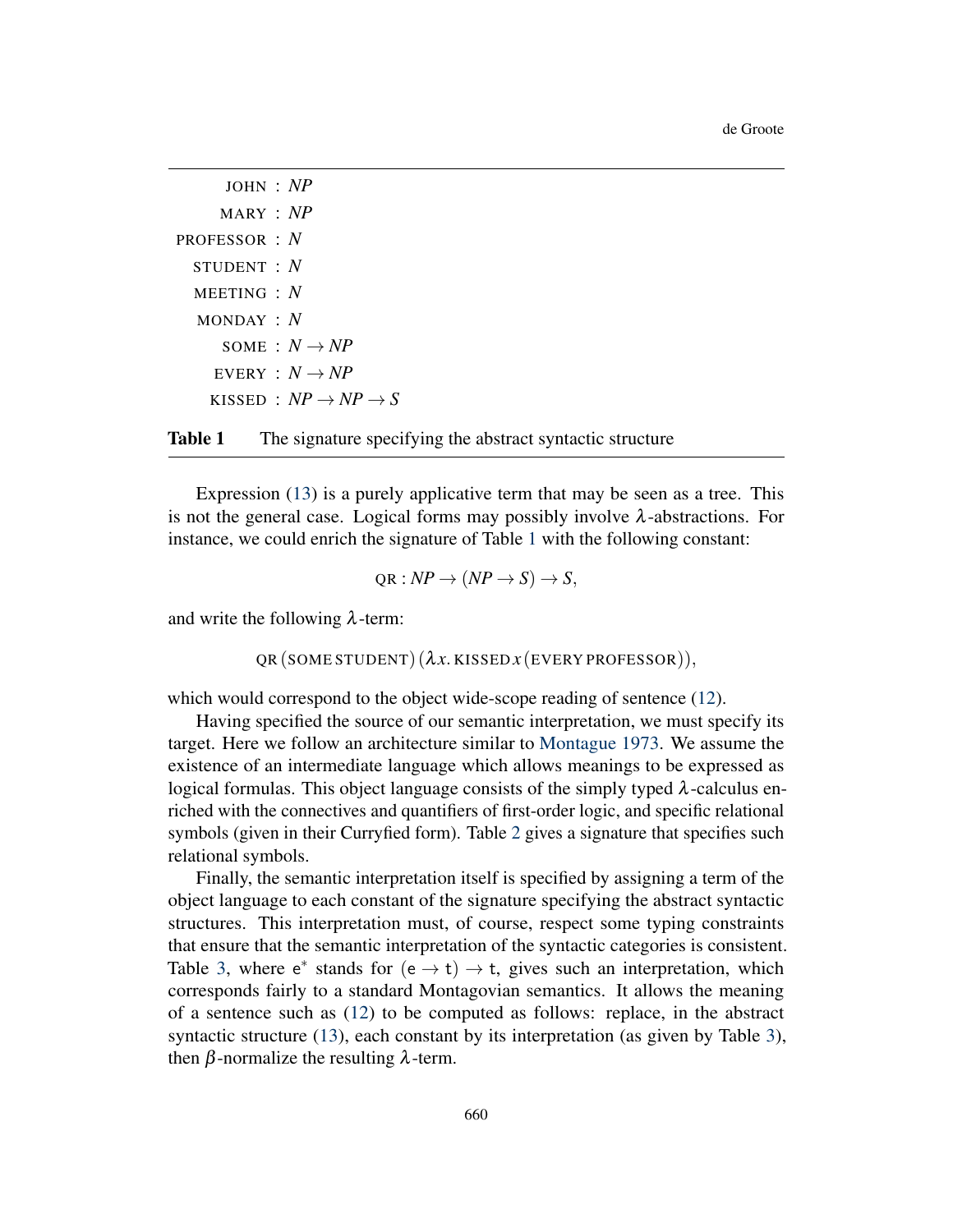| | |
|---|---|
| JOHN | : $NP$ |
| MARY | : $NP$ |
| PROFESSOR | : $N$ |
| STUDENT | : $N$ |
| MEETING | : $N$ |
| MONDAY | : $N$ |
| SOME | : $N \to NP$ |
| EVERY | : $N \to NP$ |
| KISSED | : $NP \to NP \to S$ |

**Table 1** The signature specifying the abstract syntactic structure

Expression (13) is a purely applicative term that may be seen as a tree. This is not the general case. Logical forms may possibly involve $\lambda$-abstractions. For instance, we could enrich the signature of Table 1 with the following constant:

$$\text{QR} : NP \to (NP \to S) \to S,$$

and write the following $\lambda$-term:

$$\text{QR}\,(\text{SOME STUDENT})\,(\lambda x.\,\text{KISSED}\,x\,(\text{EVERY PROFESSOR})),$$

which would correspond to the object wide-scope reading of sentence (12).

Having specified the source of our semantic interpretation, we must specify its target. Here we follow an architecture similar to Montague 1973. We assume the existence of an intermediate language which allows meanings to be expressed as logical formulas. This object language consists of the simply typed $\lambda$-calculus enriched with the connectives and quantifiers of first-order logic, and specific relational symbols (given in their Curryfied form). Table 2 gives a signature that specifies such relational symbols.

Finally, the semantic interpretation itself is specified by assigning a term of the object language to each constant of the signature specifying the abstract syntactic structures. This interpretation must, of course, respect some typing constraints that ensure that the semantic interpretation of the syntactic categories is consistent. Table 3, where $\mathtt{e}^*$ stands for $(\mathtt{e} \to \mathtt{t}) \to \mathtt{t}$, gives such an interpretation, which corresponds fairly to a standard Montagovian semantics. It allows the meaning of a sentence such as (12) to be computed as follows: replace, in the abstract syntactic structure (13), each constant by its interpretation (as given by Table 3), then $\beta$-normalize the resulting $\lambda$-term.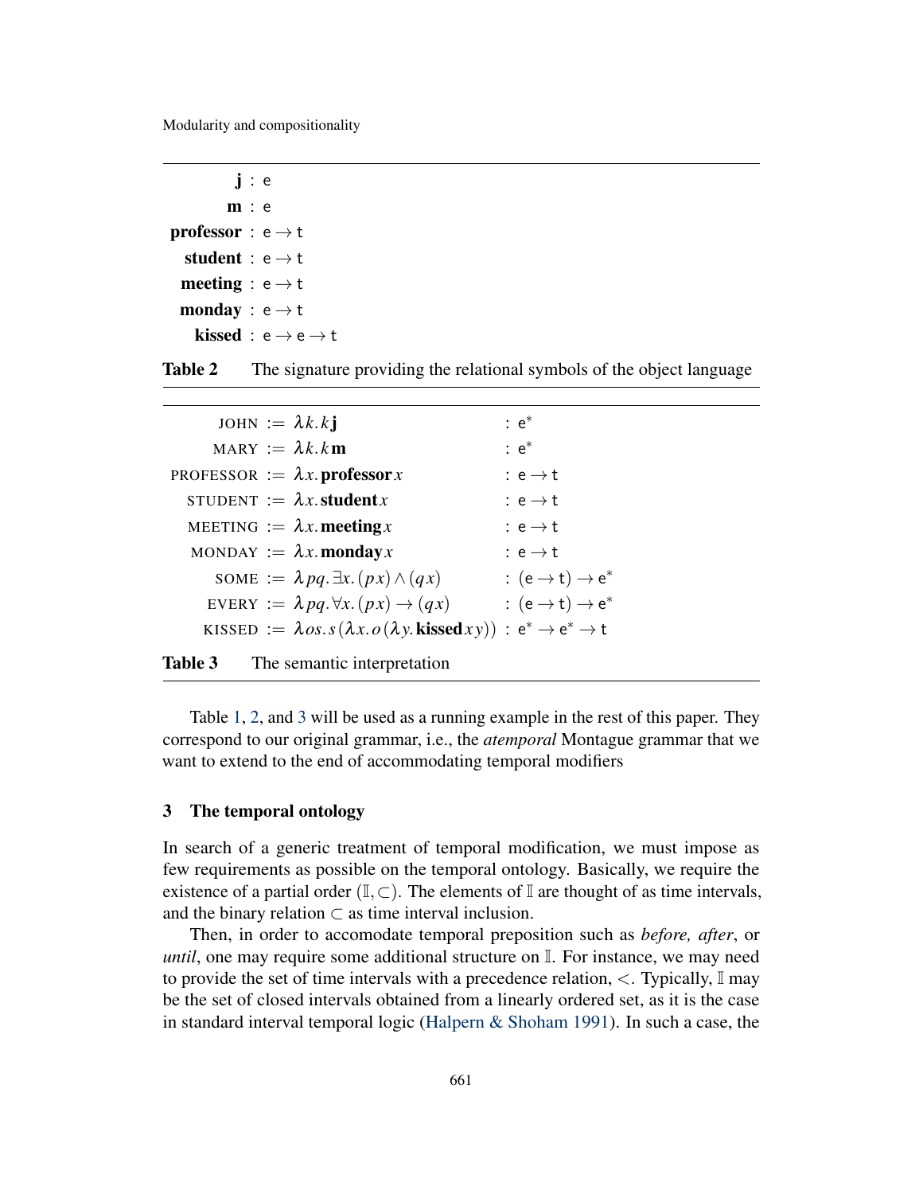| | | |
|---|---|---|
| $\mathbf{j}$ | : | $\mathsf{e}$ |
| $\mathbf{m}$ | : | $\mathsf{e}$ |
| **professor** | : | $\mathsf{e} \to \mathsf{t}$ |
| **student** | : | $\mathsf{e} \to \mathsf{t}$ |
| **meeting** | : | $\mathsf{e} \to \mathsf{t}$ |
| **monday** | : | $\mathsf{e} \to \mathsf{t}$ |
| **kissed** | : | $\mathsf{e} \to \mathsf{e} \to \mathsf{t}$ |

**Table 2** The signature providing the relational symbols of the object language

| | | | |
|---|---|---|---|
| JOHN | := | $\lambda k. k\,\mathbf{j}$ | : $\mathsf{e}^*$ |
| MARY | := | $\lambda k. k\,\mathbf{m}$ | : $\mathsf{e}^*$ |
| PROFESSOR | := | $\lambda x. \mathbf{professor}\, x$ | : $\mathsf{e} \to \mathsf{t}$ |
| STUDENT | := | $\lambda x. \mathbf{student}\, x$ | : $\mathsf{e} \to \mathsf{t}$ |
| MEETING | := | $\lambda x. \mathbf{meeting}\, x$ | : $\mathsf{e} \to \mathsf{t}$ |
| MONDAY | := | $\lambda x. \mathbf{monday}\, x$ | : $\mathsf{e} \to \mathsf{t}$ |
| SOME | := | $\lambda pq. \exists x. (p\,x) \wedge (q\,x)$ | : $(\mathsf{e} \to \mathsf{t}) \to \mathsf{e}^*$ |
| EVERY | := | $\lambda pq. \forall x. (p\,x) \to (q\,x)$ | : $(\mathsf{e} \to \mathsf{t}) \to \mathsf{e}^*$ |
| KISSED | := | $\lambda os. s\,(\lambda x. o\,(\lambda y. \mathbf{kissed}\, x\, y))$ | : $\mathsf{e}^* \to \mathsf{e}^* \to \mathsf{t}$ |

**Table 3** The semantic interpretation

Table 1, 2, and 3 will be used as a running example in the rest of this paper. They correspond to our original grammar, i.e., the *atemporal* Montague grammar that we want to extend to the end of accommodating temporal modifiers

## 3 The temporal ontology

In search of a generic treatment of temporal modification, we must impose as few requirements as possible on the temporal ontology. Basically, we require the existence of a partial order $(\mathbb{I}, \subset)$. The elements of $\mathbb{I}$ are thought of as time intervals, and the binary relation $\subset$ as time interval inclusion.

Then, in order to accomodate temporal preposition such as *before, after*, or *until*, one may require some additional structure on $\mathbb{I}$. For instance, we may need to provide the set of time intervals with a precedence relation, $<$. Typically, $\mathbb{I}$ may be the set of closed intervals obtained from a linearly ordered set, as it is the case in standard interval temporal logic (Halpern & Shoham 1991). In such a case, the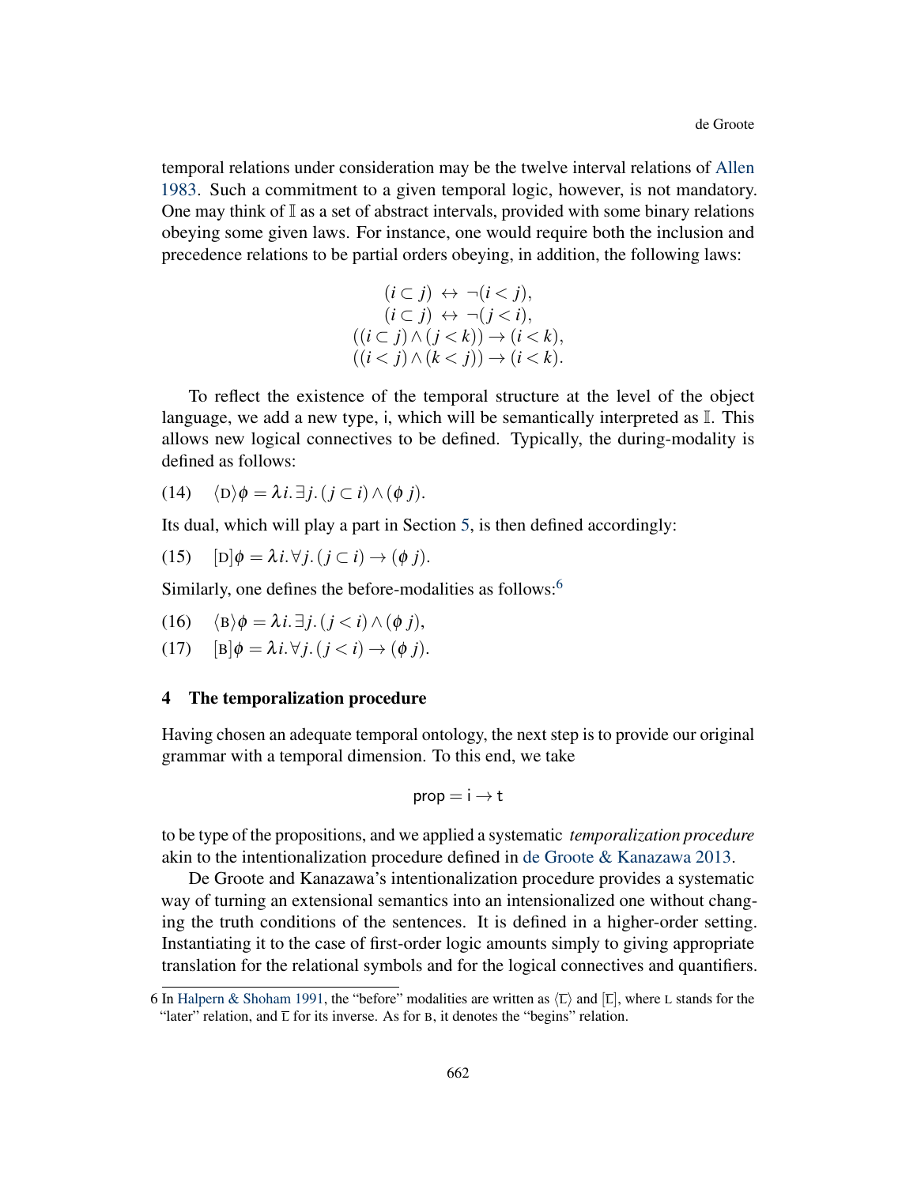temporal relations under consideration may be the twelve interval relations of Allen 1983. Such a commitment to a given temporal logic, however, is not mandatory. One may think of $\mathbb{I}$ as a set of abstract intervals, provided with some binary relations obeying some given laws. For instance, one would require both the inclusion and precedence relations to be partial orders obeying, in addition, the following laws:

$$
\begin{array}{c}
(i \subset j) \leftrightarrow \neg(i < j), \\
(i \subset j) \leftrightarrow \neg(j < i), \\
((i \subset j) \wedge (j < k)) \rightarrow (i < k), \\
((i < j) \wedge (k < j)) \rightarrow (i < k).
\end{array}
$$

To reflect the existence of the temporal structure at the level of the object language, we add a new type, $\mathsf{i}$, which will be semantically interpreted as $\mathbb{I}$. This allows new logical connectives to be defined. Typically, the during-modality is defined as follows:

(14) $\langle \mathrm{D} \rangle \phi = \lambda i. \exists j. (j \subset i) \wedge (\phi\, j).$

Its dual, which will play a part in Section 5, is then defined accordingly:

(15) $[\mathrm{D}] \phi = \lambda i. \forall j. (j \subset i) \rightarrow (\phi\, j).$

Similarly, one defines the before-modalities as follows:[6]

(16) $\langle \mathrm{B} \rangle \phi = \lambda i. \exists j. (j < i) \wedge (\phi\, j),$

(17) $[\mathrm{B}] \phi = \lambda i. \forall j. (j < i) \rightarrow (\phi\, j).$

## 4 The temporalization procedure

Having chosen an adequate temporal ontology, the next step is to provide our original grammar with a temporal dimension. To this end, we take

$$\mathsf{prop} = \mathsf{i} \rightarrow \mathsf{t}$$

to be type of the propositions, and we applied a systematic *temporalization procedure* akin to the intentionalization procedure defined in de Groote & Kanazawa 2013.

De Groote and Kanazawa's intentionalization procedure provides a systematic way of turning an extensional semantics into an intensionalized one without changing the truth conditions of the sentences. It is defined in a higher-order setting. Instantiating it to the case of first-order logic amounts simply to giving appropriate translation for the relational symbols and for the logical connectives and quantifiers.

6 In Halpern & Shoham 1991, the "before" modalities are written as $\langle \overline{\mathrm{L}} \rangle$ and $[\overline{\mathrm{L}}]$, where L stands for the "later" relation, and $\overline{\mathrm{L}}$ for its inverse. As for B, it denotes the "begins" relation.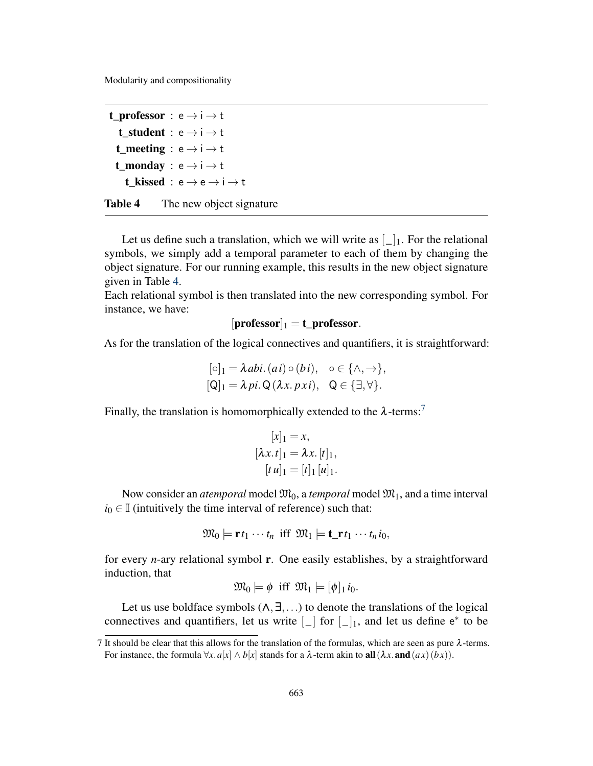| | |
|---|---|
| **t_professor** | $: \mathsf{e} \to \mathsf{i} \to \mathsf{t}$ |
| **t_student** | $: \mathsf{e} \to \mathsf{i} \to \mathsf{t}$ |
| **t_meeting** | $: \mathsf{e} \to \mathsf{i} \to \mathsf{t}$ |
| **t_monday** | $: \mathsf{e} \to \mathsf{i} \to \mathsf{t}$ |
| **t_kissed** | $: \mathsf{e} \to \mathsf{e} \to \mathsf{i} \to \mathsf{t}$ |

**Table 4** The new object signature

Let us define such a translation, which we will write as $[\_]_1$. For the relational symbols, we simply add a temporal parameter to each of them by changing the object signature. For our running example, this results in the new object signature given in Table 4.
Each relational symbol is then translated into the new corresponding symbol. For instance, we have:

$$[\mathbf{professor}]_1 = \mathbf{t\_professor}.$$

As for the translation of the logical connectives and quantifiers, it is straightforward:

$$[\circ]_1 = \lambda abi.\,(a\,i) \circ (b\,i), \quad \circ \in \{\wedge, \to\},$$
$$[\mathsf{Q}]_1 = \lambda pi.\,\mathsf{Q}\,(\lambda x.\,p\,x\,i), \quad \mathsf{Q} \in \{\exists, \forall\}.$$

Finally, the translation is homomorphically extended to the $\lambda$-terms:[7]

$$[x]_1 = x,$$
$$[\lambda x.\,t]_1 = \lambda x.\,[t]_1,$$
$$[t\,u]_1 = [t]_1\,[u]_1.$$

Now consider an *atemporal* model $\mathfrak{M}_0$, a *temporal* model $\mathfrak{M}_1$, and a time interval $i_0 \in \mathbb{I}$ (intuitively the time interval of reference) such that:

$$\mathfrak{M}_0 \models \mathbf{r}\,t_1 \cdots t_n \;\text{ iff }\; \mathfrak{M}_1 \models \mathbf{t\_r}\,t_1 \cdots t_n\,i_0,$$

for every $n$-ary relational symbol $\mathbf{r}$. One easily establishes, by a straightforward induction, that

$$\mathfrak{M}_0 \models \phi \;\text{ iff }\; \mathfrak{M}_1 \models [\phi]_1\,i_0.$$

Let us use boldface symbols ($\boldsymbol{\wedge}, \boldsymbol{\exists}, \ldots$) to denote the translations of the logical connectives and quantifiers, let us write $[\_]$ for $[\_]_1$, and let us define $\mathsf{e}^*$ to be

7 It should be clear that this allows for the translation of the formulas, which are seen as pure $\lambda$-terms. For instance, the formula $\forall x.\,a[x] \wedge b[x]$ stands for a $\lambda$-term akin to $\mathbf{all}\,(\lambda x.\,\mathbf{and}\,(a\,x)\,(b\,x))$.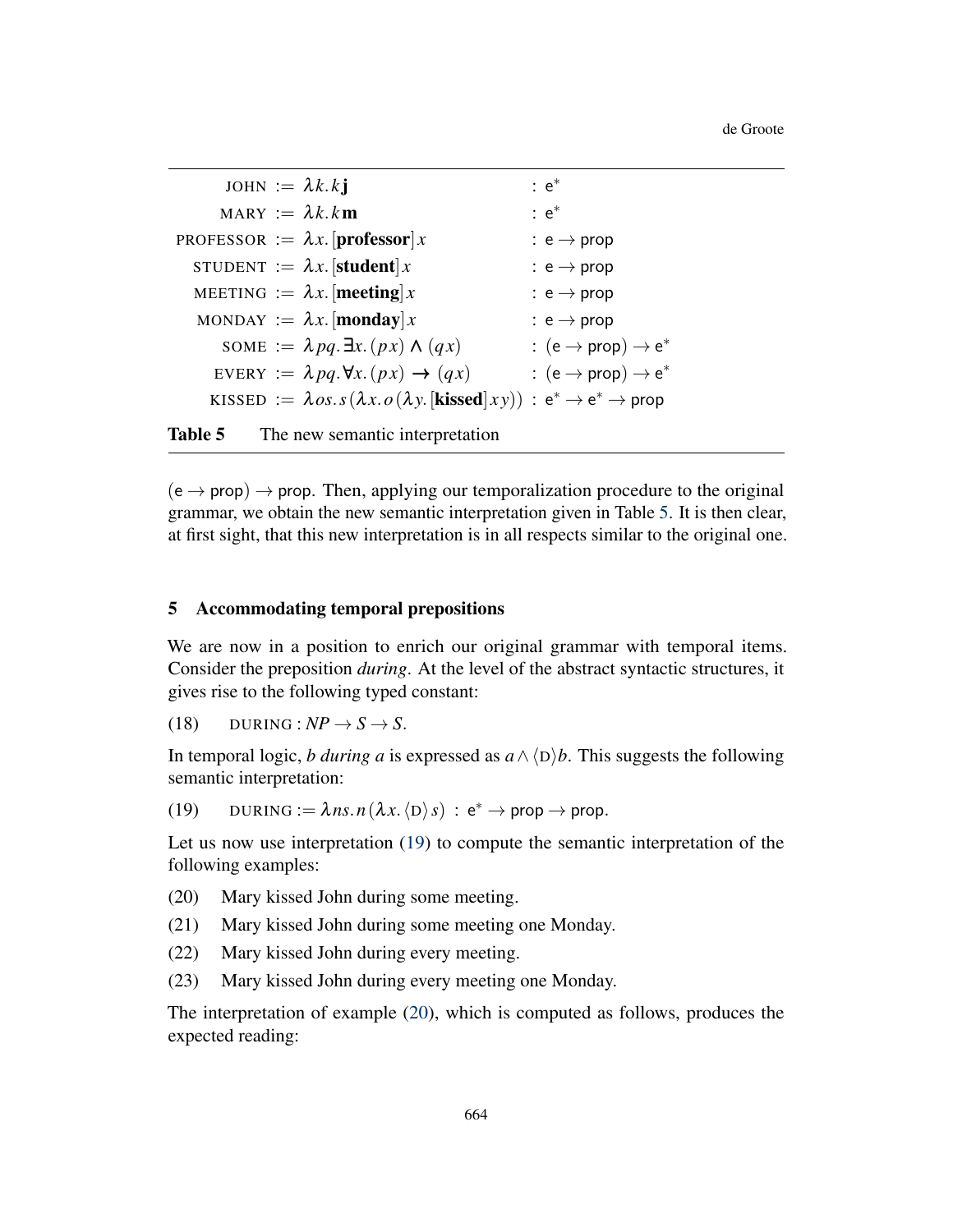| | | |
|---|---|---|
| JOHN | $:= \lambda k. k\,\mathbf{j}$ | $: \mathsf{e}^*$ |
| MARY | $:= \lambda k. k\,\mathbf{m}$ | $: \mathsf{e}^*$ |
| PROFESSOR | $:= \lambda x. [\mathbf{professor}]\,x$ | $: \mathsf{e} \rightarrow \mathsf{prop}$ |
| STUDENT | $:= \lambda x. [\mathbf{student}]\,x$ | $: \mathsf{e} \rightarrow \mathsf{prop}$ |
| MEETING | $:= \lambda x. [\mathbf{meeting}]\,x$ | $: \mathsf{e} \rightarrow \mathsf{prop}$ |
| MONDAY | $:= \lambda x. [\mathbf{monday}]\,x$ | $: \mathsf{e} \rightarrow \mathsf{prop}$ |
| SOME | $:= \lambda pq. \exists x. (p\,x) \wedge (q\,x)$ | $: (\mathsf{e} \rightarrow \mathsf{prop}) \rightarrow \mathsf{e}^*$ |
| EVERY | $:= \lambda pq. \forall x. (p\,x) \rightarrow (q\,x)$ | $: (\mathsf{e} \rightarrow \mathsf{prop}) \rightarrow \mathsf{e}^*$ |
| KISSED | $:= \lambda os. s\,(\lambda x. o\,(\lambda y. [\mathbf{kissed}]\,x\,y))$ | $: \mathsf{e}^* \rightarrow \mathsf{e}^* \rightarrow \mathsf{prop}$ |

**Table 5** The new semantic interpretation

$(\mathsf{e} \rightarrow \mathsf{prop}) \rightarrow \mathsf{prop}$. Then, applying our temporalization procedure to the original grammar, we obtain the new semantic interpretation given in Table 5. It is then clear, at first sight, that this new interpretation is in all respects similar to the original one.

## 5 Accommodating temporal prepositions

We are now in a position to enrich our original grammar with temporal items. Consider the preposition *during*. At the level of the abstract syntactic structures, it gives rise to the following typed constant:

(18) $\quad$ DURING : $NP \rightarrow S \rightarrow S$.

In temporal logic, *b during a* is expressed as $a \wedge \langle \mathrm{D} \rangle b$. This suggests the following semantic interpretation:

(19) $\quad$ DURING $:= \lambda ns. n\,(\lambda x. \langle \mathrm{D} \rangle\, s) \;:\; \mathsf{e}^* \rightarrow \mathsf{prop} \rightarrow \mathsf{prop}$.

Let us now use interpretation (19) to compute the semantic interpretation of the following examples:

(20) Mary kissed John during some meeting.

(21) Mary kissed John during some meeting one Monday.

(22) Mary kissed John during every meeting.

(23) Mary kissed John during every meeting one Monday.

The interpretation of example (20), which is computed as follows, produces the expected reading: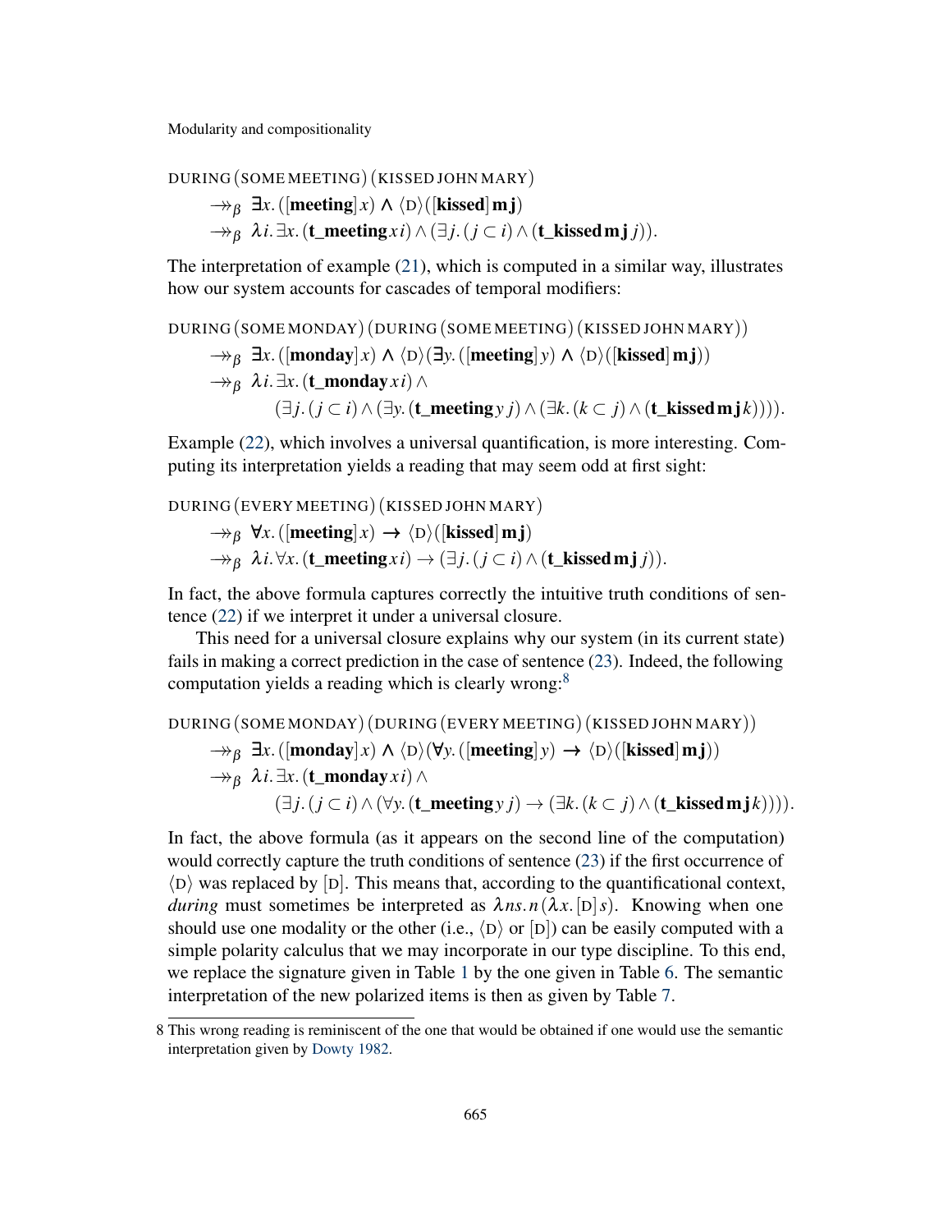$$
\begin{aligned}
&\textsc{during}\,(\textsc{some meeting})\,(\textsc{kissed john mary}) \\
&\quad \twoheadrightarrow_\beta\ \exists x.\,([\mathbf{meeting}]\,x) \wedge \langle \textsc{d} \rangle([\mathbf{kissed}]\,\mathbf{m}\,\mathbf{j}) \\
&\quad \twoheadrightarrow_\beta\ \lambda i.\,\exists x.\,(\mathbf{t\_meeting}\,x\,i) \wedge (\exists j.\,(j \subset i) \wedge (\mathbf{t\_kissed}\,\mathbf{m}\,\mathbf{j}\,j)).
\end{aligned}
$$

The interpretation of example (21), which is computed in a similar way, illustrates how our system accounts for cascades of temporal modifiers:

$$
\begin{aligned}
&\textsc{during}\,(\textsc{some monday})\,(\textsc{during}\,(\textsc{some meeting})\,(\textsc{kissed john mary})) \\
&\quad \twoheadrightarrow_\beta\ \exists x.\,([\mathbf{monday}]\,x) \wedge \langle \textsc{d} \rangle(\exists y.\,([\mathbf{meeting}]\,y) \wedge \langle \textsc{d} \rangle([\mathbf{kissed}]\,\mathbf{m}\,\mathbf{j})) \\
&\quad \twoheadrightarrow_\beta\ \lambda i.\,\exists x.\,(\mathbf{t\_monday}\,x\,i) \wedge \\
&\qquad\qquad (\exists j.\,(j \subset i) \wedge (\exists y.\,(\mathbf{t\_meeting}\,y\,j) \wedge (\exists k.\,(k \subset j) \wedge (\mathbf{t\_kissed}\,\mathbf{m}\,\mathbf{j}\,k)))).
\end{aligned}
$$

Example (22), which involves a universal quantification, is more interesting. Computing its interpretation yields a reading that may seem odd at first sight:

$$
\begin{aligned}
&\textsc{during}\,(\textsc{every meeting})\,(\textsc{kissed john mary}) \\
&\quad \twoheadrightarrow_\beta\ \forall x.\,([\mathbf{meeting}]\,x) \rightarrow \langle \textsc{d} \rangle([\mathbf{kissed}]\,\mathbf{m}\,\mathbf{j}) \\
&\quad \twoheadrightarrow_\beta\ \lambda i.\,\forall x.\,(\mathbf{t\_meeting}\,x\,i) \rightarrow (\exists j.\,(j \subset i) \wedge (\mathbf{t\_kissed}\,\mathbf{m}\,\mathbf{j}\,j)).
\end{aligned}
$$

In fact, the above formula captures correctly the intuitive truth conditions of sentence (22) if we interpret it under a universal closure.

This need for a universal closure explains why our system (in its current state) fails in making a correct prediction in the case of sentence (23). Indeed, the following computation yields a reading which is clearly wrong:[8]

$$
\begin{aligned}
&\textsc{during}\,(\textsc{some monday})\,(\textsc{during}\,(\textsc{every meeting})\,(\textsc{kissed john mary})) \\
&\quad \twoheadrightarrow_\beta\ \exists x.\,([\mathbf{monday}]\,x) \wedge \langle \textsc{d} \rangle(\forall y.\,([\mathbf{meeting}]\,y) \rightarrow \langle \textsc{d} \rangle([\mathbf{kissed}]\,\mathbf{m}\,\mathbf{j})) \\
&\quad \twoheadrightarrow_\beta\ \lambda i.\,\exists x.\,(\mathbf{t\_monday}\,x\,i) \wedge \\
&\qquad\qquad (\exists j.\,(j \subset i) \wedge (\forall y.\,(\mathbf{t\_meeting}\,y\,j) \rightarrow (\exists k.\,(k \subset j) \wedge (\mathbf{t\_kissed}\,\mathbf{m}\,\mathbf{j}\,k)))).
\end{aligned}
$$

In fact, the above formula (as it appears on the second line of the computation) would correctly capture the truth conditions of sentence (23) if the first occurrence of $\langle \textsc{d} \rangle$ was replaced by $[\textsc{d}]$. This means that, according to the quantificational context, *during* must sometimes be interpreted as $\lambda ns.\,n\,(\lambda x.\,[\textsc{d}]\,s)$. Knowing when one should use one modality or the other (i.e., $\langle \textsc{d} \rangle$ or $[\textsc{d}]$) can be easily computed with a simple polarity calculus that we may incorporate in our type discipline. To this end, we replace the signature given in Table 1 by the one given in Table 6. The semantic interpretation of the new polarized items is then as given by Table 7.

---

8 This wrong reading is reminiscent of the one that would be obtained if one would use the semantic interpretation given by Dowty 1982.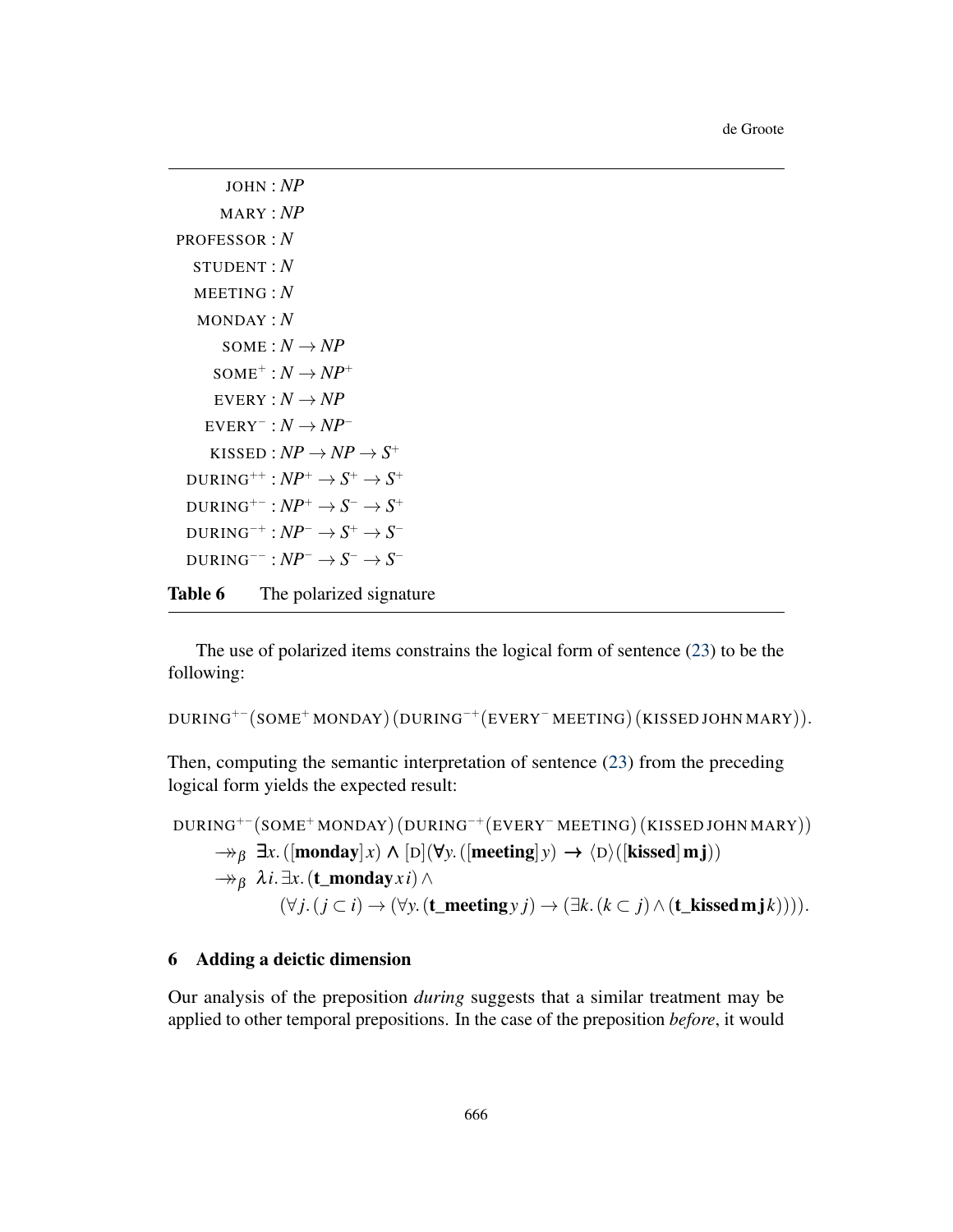$$
\begin{aligned}
\text{JOHN} &: NP \\
\text{MARY} &: NP \\
\text{PROFESSOR} &: N \\
\text{STUDENT} &: N \\
\text{MEETING} &: N \\
\text{MONDAY} &: N \\
\text{SOME} &: N \to NP \\
\text{SOME}^{+} &: N \to NP^{+} \\
\text{EVERY} &: N \to NP \\
\text{EVERY}^{-} &: N \to NP^{-} \\
\text{KISSED} &: NP \to NP \to S^{+} \\
\text{DURING}^{++} &: NP^{+} \to S^{+} \to S^{+} \\
\text{DURING}^{+-} &: NP^{+} \to S^{-} \to S^{+} \\
\text{DURING}^{-+} &: NP^{-} \to S^{+} \to S^{-} \\
\text{DURING}^{--} &: NP^{-} \to S^{-} \to S^{-}
\end{aligned}
$$

**Table 6** The polarized signature

The use of polarized items constrains the logical form of sentence (23) to be the following:

$$
\text{DURING}^{+-}(\text{SOME}^{+}\,\text{MONDAY})\,(\text{DURING}^{-+}(\text{EVERY}^{-}\,\text{MEETING})\,(\text{KISSED}\,\text{JOHN}\,\text{MARY})).
$$

Then, computing the semantic interpretation of sentence (23) from the preceding logical form yields the expected result:

$$
\begin{aligned}
&\text{DURING}^{+-}(\text{SOME}^{+}\,\text{MONDAY})\,(\text{DURING}^{-+}(\text{EVERY}^{-}\,\text{MEETING})\,(\text{KISSED}\,\text{JOHN}\,\text{MARY})) \\
&\quad \twoheadrightarrow_{\beta}\ \boldsymbol{\exists} x.\,([\mathbf{monday}]\,x) \wedge [\text{D}](\boldsymbol{\forall} y.\,([\mathbf{meeting}]\,y) \boldsymbol{\rightarrow} \langle \text{D} \rangle([\mathbf{kissed}]\,\mathbf{m}\,\mathbf{j})) \\
&\quad \twoheadrightarrow_{\beta}\ \lambda i.\,\exists x.\,(\mathbf{t\_monday}\,x\,i) \wedge \\
&\qquad\qquad (\forall j.\,(j \subset i) \to (\forall y.\,(\mathbf{t\_meeting}\,y\,j) \to (\exists k.\,(k \subset j) \wedge (\mathbf{t\_kissed}\,\mathbf{m}\,\mathbf{j}\,k)))).
\end{aligned}
$$

## 6 Adding a deictic dimension

Our analysis of the preposition *during* suggests that a similar treatment may be applied to other temporal prepositions. In the case of the preposition *before*, it would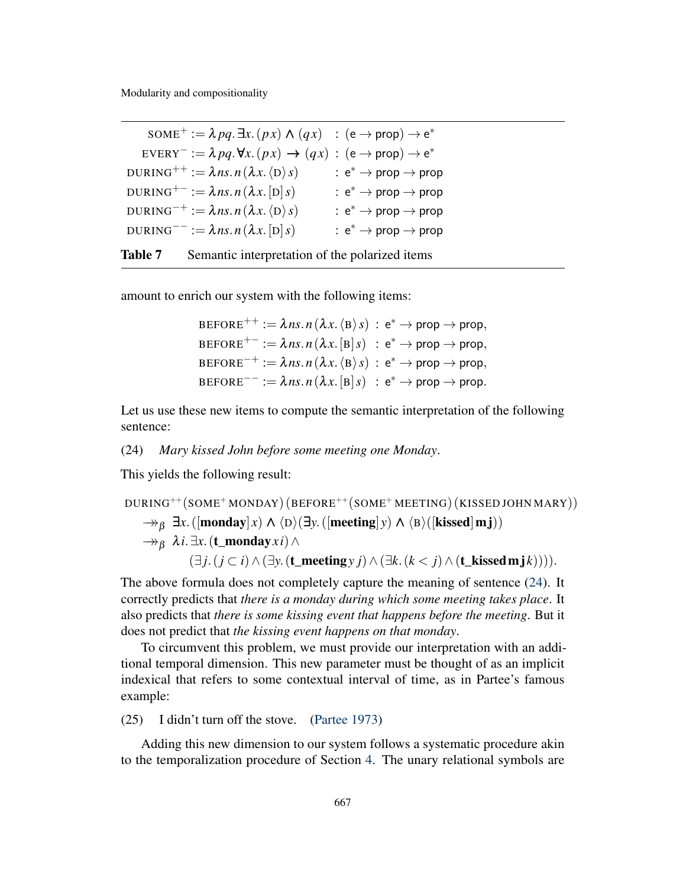| | |
|---|---|
| $\text{SOME}^{+} := \lambda pq. \exists x. (p\,x) \wedge (q\,x)$ | $: (\mathsf{e} \to \mathsf{prop}) \to \mathsf{e}^*$ |
| $\text{EVERY}^{-} := \lambda pq. \forall x. (p\,x) \to (q\,x)$ | $: (\mathsf{e} \to \mathsf{prop}) \to \mathsf{e}^*$ |
| $\text{DURING}^{++} := \lambda ns. n\,(\lambda x. \langle \text{D} \rangle\, s)$ | $: \mathsf{e}^* \to \mathsf{prop} \to \mathsf{prop}$ |
| $\text{DURING}^{+-} := \lambda ns. n\,(\lambda x. [\text{D}]\, s)$ | $: \mathsf{e}^* \to \mathsf{prop} \to \mathsf{prop}$ |
| $\text{DURING}^{-+} := \lambda ns. n\,(\lambda x. \langle \text{D} \rangle\, s)$ | $: \mathsf{e}^* \to \mathsf{prop} \to \mathsf{prop}$ |
| $\text{DURING}^{--} := \lambda ns. n\,(\lambda x. [\text{D}]\, s)$ | $: \mathsf{e}^* \to \mathsf{prop} \to \mathsf{prop}$ |

**Table 7** Semantic interpretation of the polarized items

amount to enrich our system with the following items:

$$
\begin{aligned}
\text{BEFORE}^{++} &:= \lambda ns. n\,(\lambda x. \langle \text{B} \rangle\, s) \;:\; \mathsf{e}^* \to \mathsf{prop} \to \mathsf{prop},\\
\text{BEFORE}^{+-} &:= \lambda ns. n\,(\lambda x. [\text{B}]\, s) \;:\; \mathsf{e}^* \to \mathsf{prop} \to \mathsf{prop},\\
\text{BEFORE}^{-+} &:= \lambda ns. n\,(\lambda x. \langle \text{B} \rangle\, s) \;:\; \mathsf{e}^* \to \mathsf{prop} \to \mathsf{prop},\\
\text{BEFORE}^{--} &:= \lambda ns. n\,(\lambda x. [\text{B}]\, s) \;:\; \mathsf{e}^* \to \mathsf{prop} \to \mathsf{prop}.
\end{aligned}
$$

Let us use these new items to compute the semantic interpretation of the following sentence:

(24) *Mary kissed John before some meeting one Monday*.

This yields the following result:

$$
\begin{aligned}
&\text{DURING}^{++}(\text{SOME}^{+}\,\text{MONDAY})\,(\text{BEFORE}^{++}(\text{SOME}^{+}\,\text{MEETING})\,(\text{KISSED JOHN MARY}))\\
&\quad \twoheadrightarrow_{\beta}\; \exists x. ([\mathbf{monday}]\,x) \wedge \langle \text{D} \rangle (\exists y. ([\mathbf{meeting}]\,y) \wedge \langle \text{B} \rangle ([\mathbf{kissed}]\,\mathbf{m}\,\mathbf{j}))\\
&\quad \twoheadrightarrow_{\beta}\; \lambda i. \exists x. (\mathbf{t\_monday}\,x\,i) \wedge\\
&\qquad\qquad (\exists j. (j \subset i) \wedge (\exists y. (\mathbf{t\_meeting}\,y\,j) \wedge (\exists k. (k < j) \wedge (\mathbf{t\_kissed}\,\mathbf{m}\,\mathbf{j}\,k)))).
\end{aligned}
$$

The above formula does not completely capture the meaning of sentence (24). It correctly predicts that *there is a monday during which some meeting takes place*. It also predicts that *there is some kissing event that happens before the meeting*. But it does not predict that *the kissing event happens on that monday*.

To circumvent this problem, we must provide our interpretation with an additional temporal dimension. This new parameter must be thought of as an implicit indexical that refers to some contextual interval of time, as in Partee's famous example:

(25) I didn't turn off the stove. (Partee 1973)

Adding this new dimension to our system follows a systematic procedure akin to the temporalization procedure of Section 4. The unary relational symbols are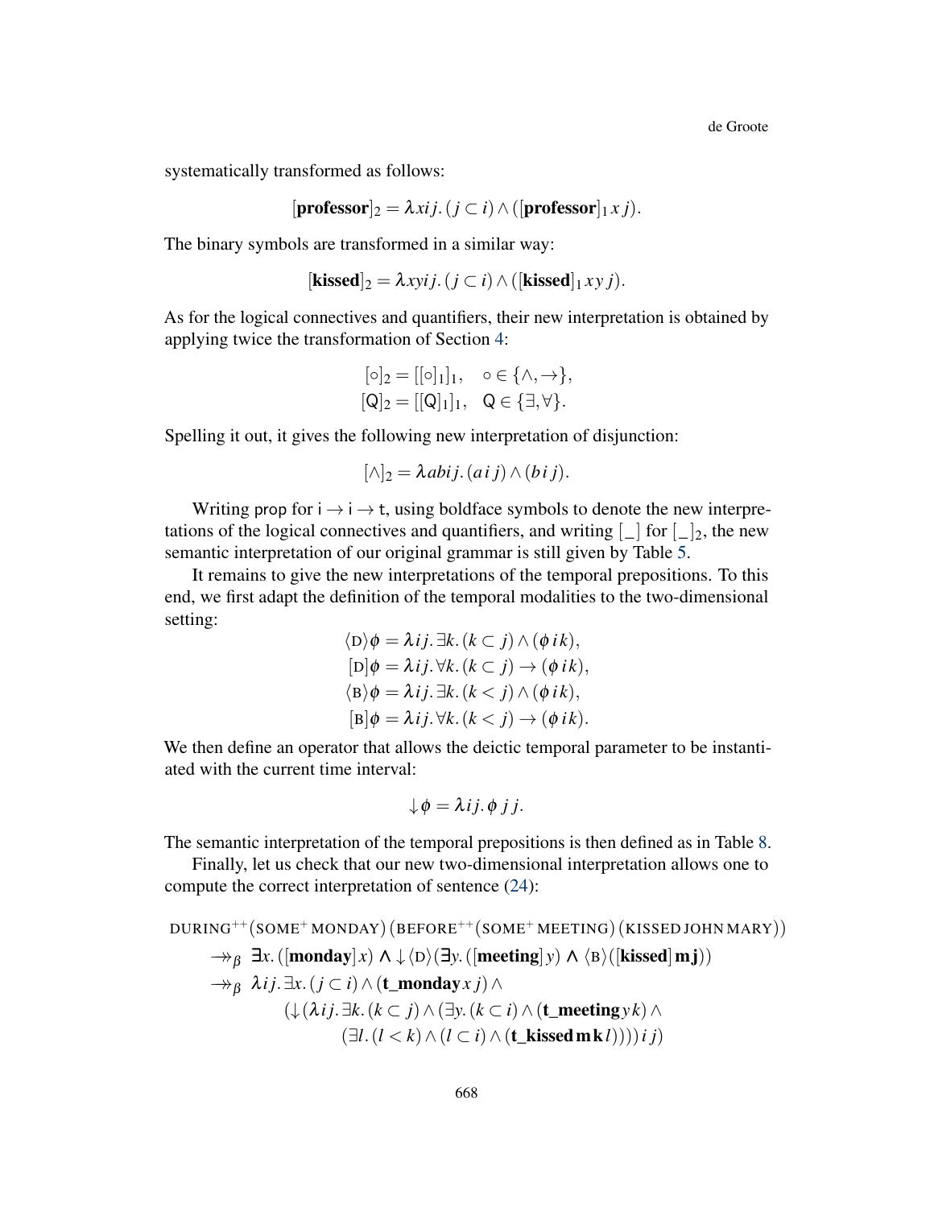systematically transformed as follows:

$$[\textbf{professor}]_2 = \lambda x i j.\,(j \subset i) \wedge ([\textbf{professor}]_1\, x\, j).$$

The binary symbols are transformed in a similar way:

$$[\textbf{kissed}]_2 = \lambda x y i j.\,(j \subset i) \wedge ([\textbf{kissed}]_1\, x\, y\, j).$$

As for the logical connectives and quantifiers, their new interpretation is obtained by applying twice the transformation of Section 4:

$$[\circ]_2 = [[\circ]_1]_1, \quad \circ \in \{\wedge, \rightarrow\},$$
$$[\mathsf{Q}]_2 = [[\mathsf{Q}]_1]_1, \quad \mathsf{Q} \in \{\exists, \forall\}.$$

Spelling it out, it gives the following new interpretation of disjunction:

$$[\wedge]_2 = \lambda a b i j.\,(a\, i\, j) \wedge (b\, i\, j).$$

Writing prop for $\mathsf{i} \rightarrow \mathsf{i} \rightarrow \mathsf{t}$, using boldface symbols to denote the new interpretations of the logical connectives and quantifiers, and writing $[\_]$ for $[\_]_2$, the new semantic interpretation of our original grammar is still given by Table 5.

It remains to give the new interpretations of the temporal prepositions. To this end, we first adapt the definition of the temporal modalities to the two-dimensional setting:

$$\langle \mathrm{D} \rangle \phi = \lambda i j.\,\exists k.\,(k \subset j) \wedge (\phi\, i\, k),$$
$$[\mathrm{D}] \phi = \lambda i j.\,\forall k.\,(k \subset j) \rightarrow (\phi\, i\, k),$$
$$\langle \mathrm{B} \rangle \phi = \lambda i j.\,\exists k.\,(k < j) \wedge (\phi\, i\, k),$$
$$[\mathrm{B}] \phi = \lambda i j.\,\forall k.\,(k < j) \rightarrow (\phi\, i\, k).$$

We then define an operator that allows the deictic temporal parameter to be instantiated with the current time interval:

$$\downarrow \phi = \lambda i j.\,\phi\, j\, j.$$

The semantic interpretation of the temporal prepositions is then defined as in Table 8.

Finally, let us check that our new two-dimensional interpretation allows one to compute the correct interpretation of sentence (24):

$$
\begin{aligned}
&\mathrm{DURING}^{++}(\mathrm{SOME}^{+}\,\mathrm{MONDAY})\,(\mathrm{BEFORE}^{++}(\mathrm{SOME}^{+}\,\mathrm{MEETING})\,(\mathrm{KISSED\,JOHN\,MARY}))\\
&\quad \twoheadrightarrow_\beta\ \boldsymbol{\exists} x.\,([\textbf{monday}]\, x)\ \boldsymbol{\wedge} \downarrow \langle \mathrm{D} \rangle (\boldsymbol{\exists} y.\,([\textbf{meeting}]\, y)\ \boldsymbol{\wedge}\ \langle \mathrm{B} \rangle ([\textbf{kissed}]\,\textbf{m}\,\textbf{j}))\\
&\quad \twoheadrightarrow_\beta\ \lambda i j.\,\exists x.\,(j \subset i) \wedge (\textbf{t\_monday}\, x\, j) \wedge\\
&\qquad\qquad (\downarrow (\lambda i j.\,\exists k.\,(k \subset j) \wedge (\exists y.\,(k \subset i) \wedge (\textbf{t\_meeting}\, y\, k) \wedge\\
&\qquad\qquad\qquad (\exists l.\,(l < k) \wedge (l \subset i) \wedge (\textbf{t\_kissed}\,\textbf{m}\,\textbf{k}\, l))))\, i\, j)
\end{aligned}
$$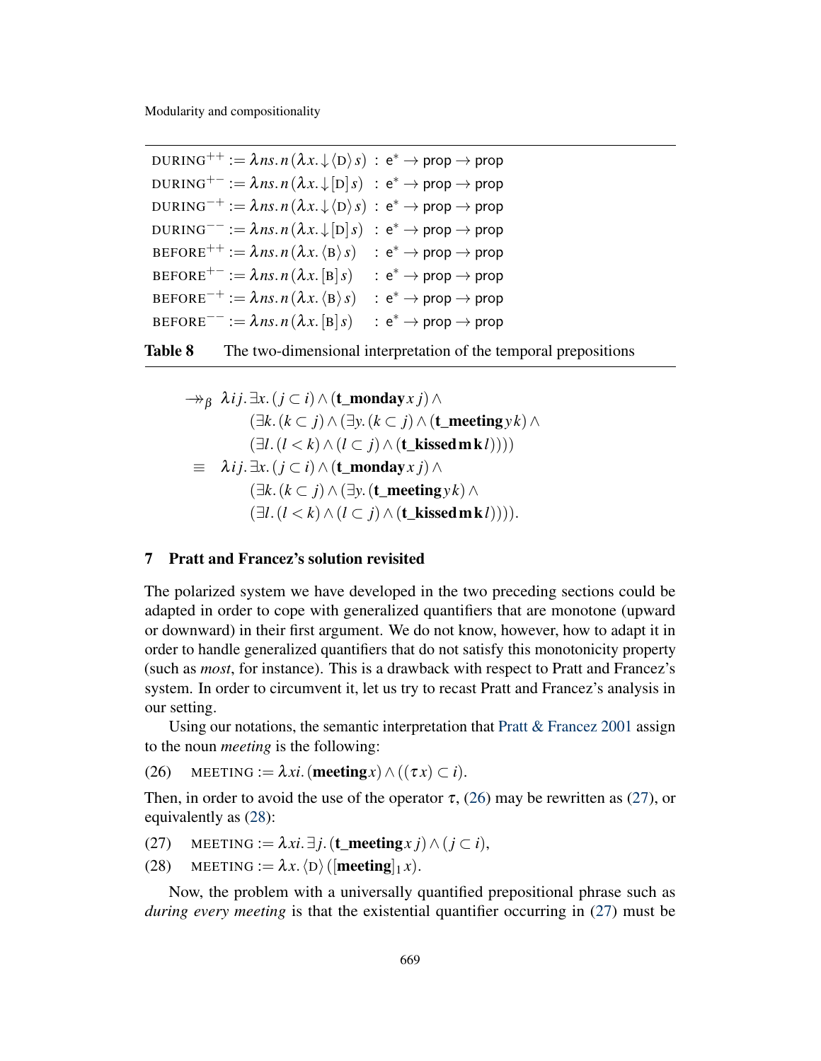$$
\begin{array}{lll}
\text{DURING}^{++} := \lambda ns.\, n\,(\lambda x.\, \downarrow\langle \text{D}\rangle\, s) & : & \mathsf{e}^* \to \mathsf{prop} \to \mathsf{prop} \\
\text{DURING}^{+-} := \lambda ns.\, n\,(\lambda x.\, \downarrow[\text{D}]\, s) & : & \mathsf{e}^* \to \mathsf{prop} \to \mathsf{prop} \\
\text{DURING}^{-+} := \lambda ns.\, n\,(\lambda x.\, \downarrow\langle \text{D}\rangle\, s) & : & \mathsf{e}^* \to \mathsf{prop} \to \mathsf{prop} \\
\text{DURING}^{--} := \lambda ns.\, n\,(\lambda x.\, \downarrow[\text{D}]\, s) & : & \mathsf{e}^* \to \mathsf{prop} \to \mathsf{prop} \\
\text{BEFORE}^{++} := \lambda ns.\, n\,(\lambda x.\, \langle \text{B}\rangle\, s) & : & \mathsf{e}^* \to \mathsf{prop} \to \mathsf{prop} \\
\text{BEFORE}^{+-} := \lambda ns.\, n\,(\lambda x.\, [\text{B}]\, s) & : & \mathsf{e}^* \to \mathsf{prop} \to \mathsf{prop} \\
\text{BEFORE}^{-+} := \lambda ns.\, n\,(\lambda x.\, \langle \text{B}\rangle\, s) & : & \mathsf{e}^* \to \mathsf{prop} \to \mathsf{prop} \\
\text{BEFORE}^{--} := \lambda ns.\, n\,(\lambda x.\, [\text{B}]\, s) & : & \mathsf{e}^* \to \mathsf{prop} \to \mathsf{prop}
\end{array}
$$

**Table 8** The two-dimensional interpretation of the temporal prepositions

$$
\begin{aligned}
\twoheadrightarrow_\beta\ & \lambda ij.\, \exists x.\, (j \subset i) \wedge (\textbf{t\_monday}\, x\, j) \wedge \\
& \quad (\exists k.\, (k \subset j) \wedge (\exists y.\, (k \subset j) \wedge (\textbf{t\_meeting}\, y\, k) \wedge \\
& \quad (\exists l.\, (l < k) \wedge (l \subset j) \wedge (\textbf{t\_kissed}\, \mathbf{m}\, \mathbf{k}\, l)))) \\
\equiv\ & \lambda ij.\, \exists x.\, (j \subset i) \wedge (\textbf{t\_monday}\, x\, j) \wedge \\
& \quad (\exists k.\, (k \subset j) \wedge (\exists y.\, (\textbf{t\_meeting}\, y\, k) \wedge \\
& \quad (\exists l.\, (l < k) \wedge (l \subset j) \wedge (\textbf{t\_kissed}\, \mathbf{m}\, \mathbf{k}\, l)))).
\end{aligned}
$$

## 7 Pratt and Francez's solution revisited

The polarized system we have developed in the two preceding sections could be adapted in order to cope with generalized quantifiers that are monotone (upward or downward) in their first argument. We do not know, however, how to adapt it in order to handle generalized quantifiers that do not satisfy this monotonicity property (such as *most*, for instance). This is a drawback with respect to Pratt and Francez's system. In order to circumvent it, let us try to recast Pratt and Francez's analysis in our setting.

Using our notations, the semantic interpretation that Pratt & Francez 2001 assign to the noun *meeting* is the following:

(26) $\text{MEETING} := \lambda xi.\, (\textbf{meeting}\, x) \wedge ((\tau\, x) \subset i)$.

Then, in order to avoid the use of the operator $\tau$, (26) may be rewritten as (27), or equivalently as (28):

(27) $\text{MEETING} := \lambda xi.\, \exists j.\, (\textbf{t\_meeting}\, x\, j) \wedge (j \subset i)$,

(28) $\text{MEETING} := \lambda x.\, \langle \text{D}\rangle\, ([\textbf{meeting}]_1\, x)$.

Now, the problem with a universally quantified prepositional phrase such as *during every meeting* is that the existential quantifier occurring in (27) must be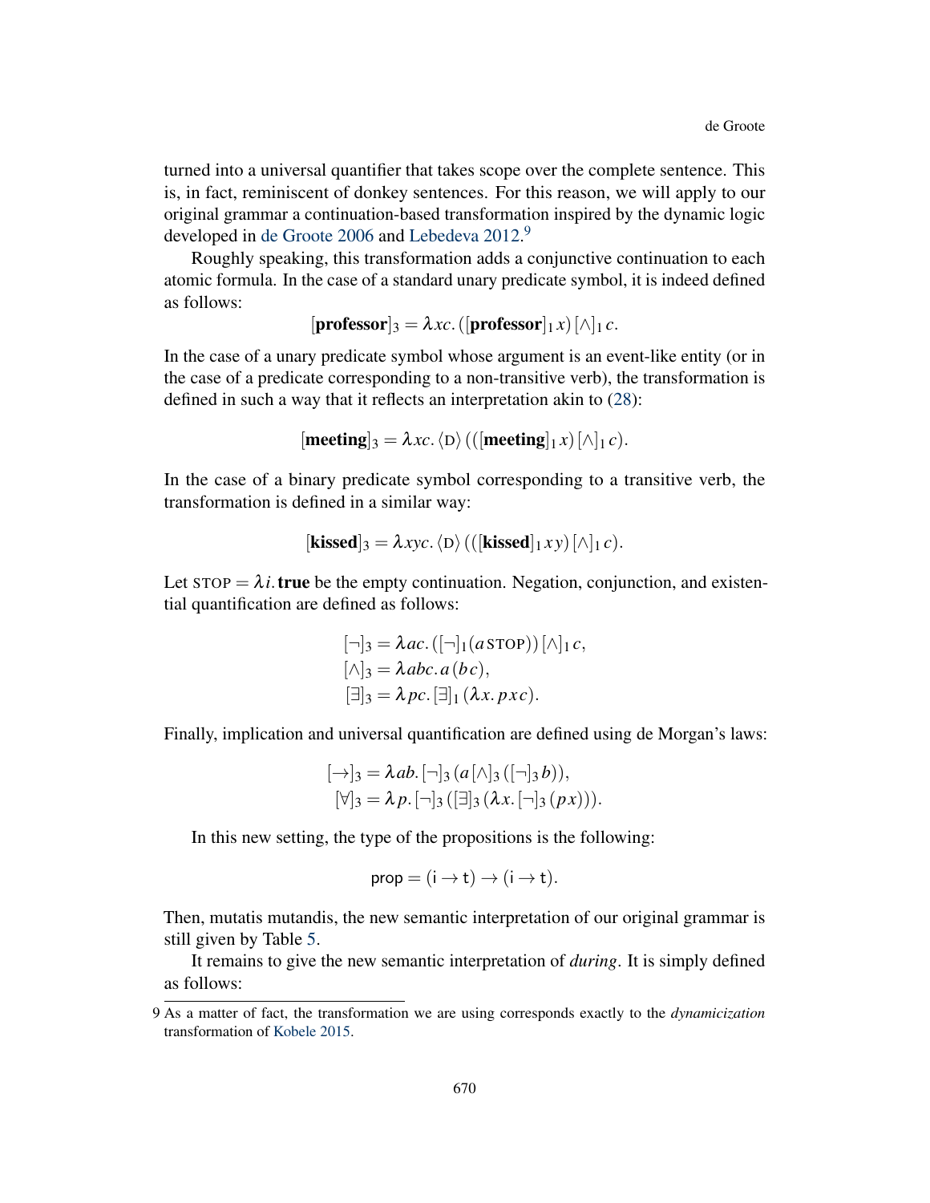turned into a universal quantifier that takes scope over the complete sentence. This is, in fact, reminiscent of donkey sentences. For this reason, we will apply to our original grammar a continuation-based transformation inspired by the dynamic logic developed in de Groote 2006 and Lebedeva 2012.[9]

Roughly speaking, this transformation adds a conjunctive continuation to each atomic formula. In the case of a standard unary predicate symbol, it is indeed defined as follows:

$$[\mathbf{professor}]_3 = \lambda xc.\,([\mathbf{professor}]_1\,x)\,[\wedge]_1\,c.$$

In the case of a unary predicate symbol whose argument is an event-like entity (or in the case of a predicate corresponding to a non-transitive verb), the transformation is defined in such a way that it reflects an interpretation akin to (28):

$$[\mathbf{meeting}]_3 = \lambda xc.\,\langle \mathrm{D} \rangle\,(([\mathbf{meeting}]_1\,x)\,[\wedge]_1\,c).$$

In the case of a binary predicate symbol corresponding to a transitive verb, the transformation is defined in a similar way:

$$[\mathbf{kissed}]_3 = \lambda xyc.\,\langle \mathrm{D} \rangle\,(([\mathbf{kissed}]_1\,x\,y)\,[\wedge]_1\,c).$$

Let $\textsc{stop} = \lambda i.\,\mathbf{true}$ be the empty continuation. Negation, conjunction, and existential quantification are defined as follows:

$$\begin{aligned}
[\neg]_3 &= \lambda ac.\,([\neg]_1(a\,\textsc{stop}))\,[\wedge]_1\,c,\\
[\wedge]_3 &= \lambda abc.\,a\,(b\,c),\\
[\exists]_3 &= \lambda pc.\,[\exists]_1\,(\lambda x.\,p\,x\,c).
\end{aligned}$$

Finally, implication and universal quantification are defined using de Morgan's laws:

$$\begin{aligned}
[\rightarrow]_3 &= \lambda ab.\,[\neg]_3\,(a\,[\wedge]_3\,([\neg]_3\,b)),\\
[\forall]_3 &= \lambda p.\,[\neg]_3\,([\exists]_3\,(\lambda x.\,[\neg]_3\,(p\,x))).
\end{aligned}$$

In this new setting, the type of the propositions is the following:

$$\mathsf{prop} = (\mathsf{i} \rightarrow \mathsf{t}) \rightarrow (\mathsf{i} \rightarrow \mathsf{t}).$$

Then, mutatis mutandis, the new semantic interpretation of our original grammar is still given by Table 5.

It remains to give the new semantic interpretation of *during*. It is simply defined as follows:

---

9 As a matter of fact, the transformation we are using corresponds exactly to the *dynamicization* transformation of Kobele 2015.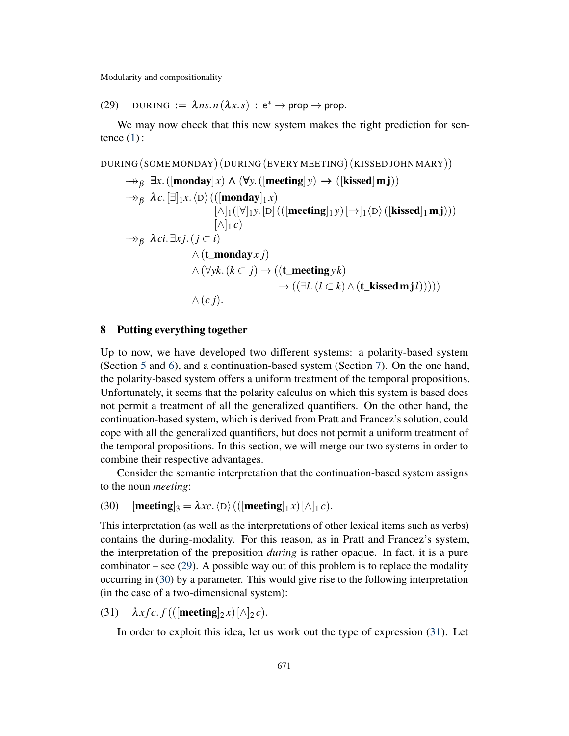(29) $\quad \text{DURING} := \lambda ns.\, n\,(\lambda x.\, s) \;:\; \mathsf{e}^* \to \mathsf{prop} \to \mathsf{prop}.$

We may now check that this new system makes the right prediction for sentence (1):

$$
\begin{aligned}
&\text{DURING}\,(\text{SOME MONDAY})\,(\text{DURING}\,(\text{EVERY MEETING})\,(\text{KISSED JOHN MARY}))\\
&\quad \twoheadrightarrow_\beta\ \exists x.\,([\mathbf{monday}]\,x) \wedge (\forall y.\,([\mathbf{meeting}]\,y) \rightarrow ([\mathbf{kissed}]\,\mathbf{m}\,\mathbf{j}))\\
&\quad \twoheadrightarrow_\beta\ \lambda c.\,[\exists]_1 x.\,\langle \text{D} \rangle\,(([\mathbf{monday}]_1\,x)\\
&\qquad\qquad\qquad [\wedge]_1([\forall]_1 y.\,[\text{D}]\,(([\mathbf{meeting}]_1\,y)\,[\rightarrow]_1 \langle \text{D} \rangle\,([\mathbf{kissed}]_1\,\mathbf{m}\,\mathbf{j})))\\
&\qquad\qquad\qquad [\wedge]_1\,c)\\
&\quad \twoheadrightarrow_\beta\ \lambda ci.\,\exists xj.\,(j \subset i)\\
&\qquad\qquad\qquad \wedge (\mathbf{t\_monday}\,x\,j)\\
&\qquad\qquad\qquad \wedge (\forall yk.\,(k \subset j) \rightarrow ((\mathbf{t\_meeting}\,y\,k)\\
&\qquad\qquad\qquad\qquad\qquad\qquad \rightarrow ((\exists l.\,(l \subset k) \wedge (\mathbf{t\_kissed}\,\mathbf{m}\,\mathbf{j}\,l)))))\\
&\qquad\qquad\qquad \wedge (c\,j).
\end{aligned}
$$

## 8 Putting everything together

Up to now, we have developed two different systems: a polarity-based system (Section 5 and 6), and a continuation-based system (Section 7). On the one hand, the polarity-based system offers a uniform treatment of the temporal propositions. Unfortunately, it seems that the polarity calculus on which this system is based does not permit a treatment of all the generalized quantifiers. On the other hand, the continuation-based system, which is derived from Pratt and Francez's solution, could cope with all the generalized quantifiers, but does not permit a uniform treatment of the temporal propositions. In this section, we will merge our two systems in order to combine their respective advantages.

Consider the semantic interpretation that the continuation-based system assigns to the noun *meeting*:

(30) $\quad [\mathbf{meeting}]_3 = \lambda xc.\,\langle \text{D} \rangle\,(([\mathbf{meeting}]_1\,x)\,[\wedge]_1\,c).$

This interpretation (as well as the interpretations of other lexical items such as verbs) contains the during-modality. For this reason, as in Pratt and Francez's system, the interpretation of the preposition *during* is rather opaque. In fact, it is a pure combinator – see (29). A possible way out of this problem is to replace the modality occurring in (30) by a parameter. This would give rise to the following interpretation (in the case of a two-dimensional system):

(31) $\quad \lambda xfc.\,f\,(([\mathbf{meeting}]_2\,x)\,[\wedge]_2\,c).$

In order to exploit this idea, let us work out the type of expression (31). Let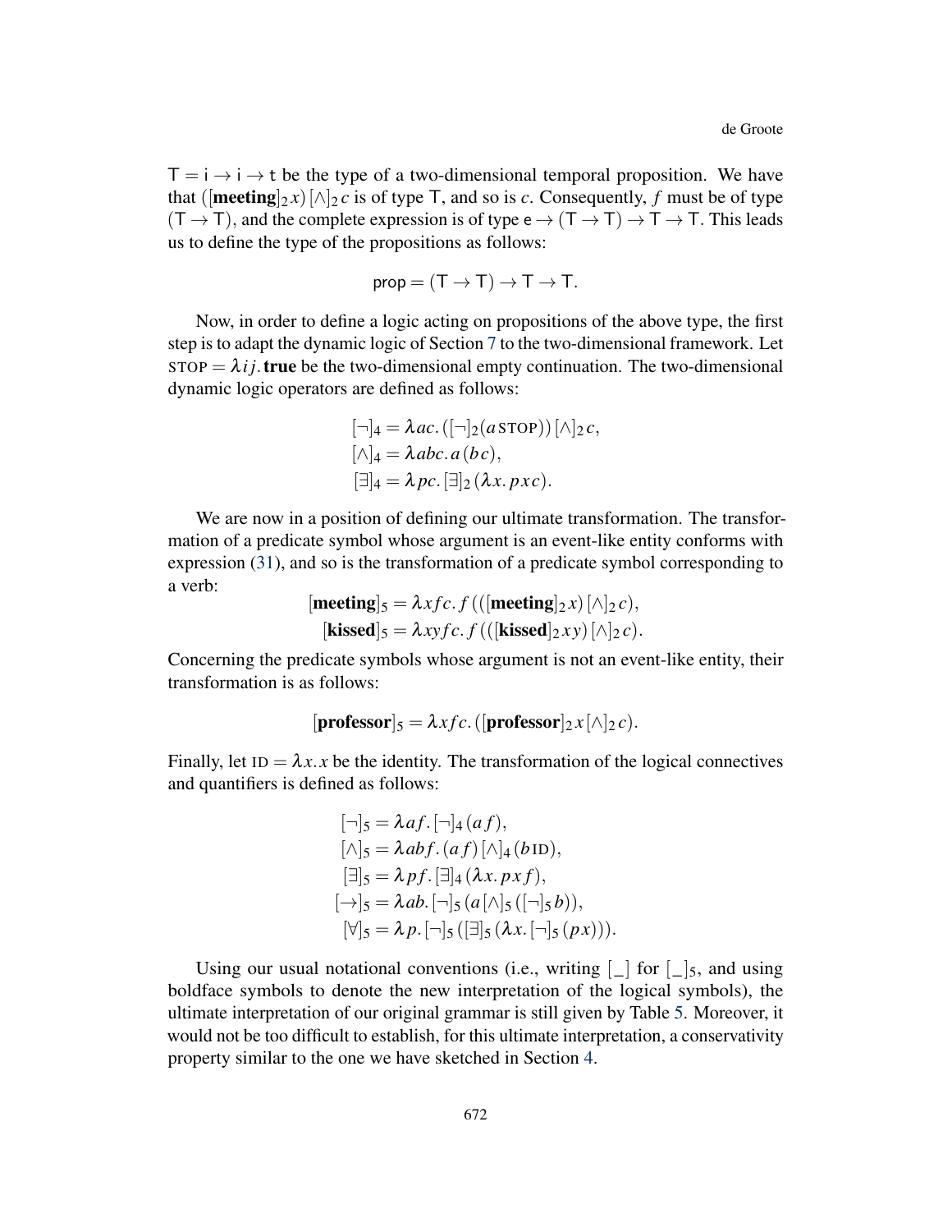$\mathsf{T} = \mathsf{i} \to \mathsf{i} \to \mathsf{t}$ be the type of a two-dimensional temporal proposition. We have that $([\mathbf{meeting}]_2\, x)\, [\wedge]_2\, c$ is of type $\mathsf{T}$, and so is $c$. Consequently, $f$ must be of type $(\mathsf{T} \to \mathsf{T})$, and the complete expression is of type $\mathsf{e} \to (\mathsf{T} \to \mathsf{T}) \to \mathsf{T} \to \mathsf{T}$. This leads us to define the type of the propositions as follows:

$$\mathsf{prop} = (\mathsf{T} \to \mathsf{T}) \to \mathsf{T} \to \mathsf{T}.$$

Now, in order to define a logic acting on propositions of the above type, the first step is to adapt the dynamic logic of Section 7 to the two-dimensional framework. Let $\textsc{stop} = \lambda i j.\, \mathbf{true}$ be the two-dimensional empty continuation. The two-dimensional dynamic logic operators are defined as follows:

$$\begin{aligned}
[\neg]_4 &= \lambda a c.\, ([\neg]_2 (a\, \textsc{stop}))\, [\wedge]_2\, c, \\
[\wedge]_4 &= \lambda a b c.\, a\, (b\, c), \\
[\exists]_4 &= \lambda p c.\, [\exists]_2\, (\lambda x.\, p\, x\, c).
\end{aligned}$$

We are now in a position of defining our ultimate transformation. The transformation of a predicate symbol whose argument is an event-like entity conforms with expression (31), and so is the transformation of a predicate symbol corresponding to a verb:

$$\begin{aligned}
[\mathbf{meeting}]_5 &= \lambda x f c.\, f\, (([\mathbf{meeting}]_2\, x)\, [\wedge]_2\, c), \\
[\mathbf{kissed}]_5 &= \lambda x y f c.\, f\, (([\mathbf{kissed}]_2\, x y)\, [\wedge]_2\, c).
\end{aligned}$$

Concerning the predicate symbols whose argument is not an event-like entity, their transformation is as follows:

$$[\mathbf{professor}]_5 = \lambda x f c.\, ([\mathbf{professor}]_2\, x\, [\wedge]_2\, c).$$

Finally, let $\textsc{id} = \lambda x. x$ be the identity. The transformation of the logical connectives and quantifiers is defined as follows:

$$\begin{aligned}
[\neg]_5 &= \lambda a f.\, [\neg]_4\, (a\, f), \\
[\wedge]_5 &= \lambda a b f.\, (a\, f)\, [\wedge]_4\, (b\, \textsc{id}), \\
[\exists]_5 &= \lambda p f.\, [\exists]_4\, (\lambda x.\, p\, x\, f), \\
[\rightarrow]_5 &= \lambda a b.\, [\neg]_5\, (a\, [\wedge]_5\, ([\neg]_5\, b)), \\
[\forall]_5 &= \lambda p.\, [\neg]_5\, ([\exists]_5\, (\lambda x.\, [\neg]_5\, (p\, x))).
\end{aligned}$$

Using our usual notational conventions (i.e., writing $[\_]$ for $[\_]_5$, and using boldface symbols to denote the new interpretation of the logical symbols), the ultimate interpretation of our original grammar is still given by Table 5. Moreover, it would not be too difficult to establish, for this ultimate interpretation, a conservativity property similar to the one we have sketched in Section 4.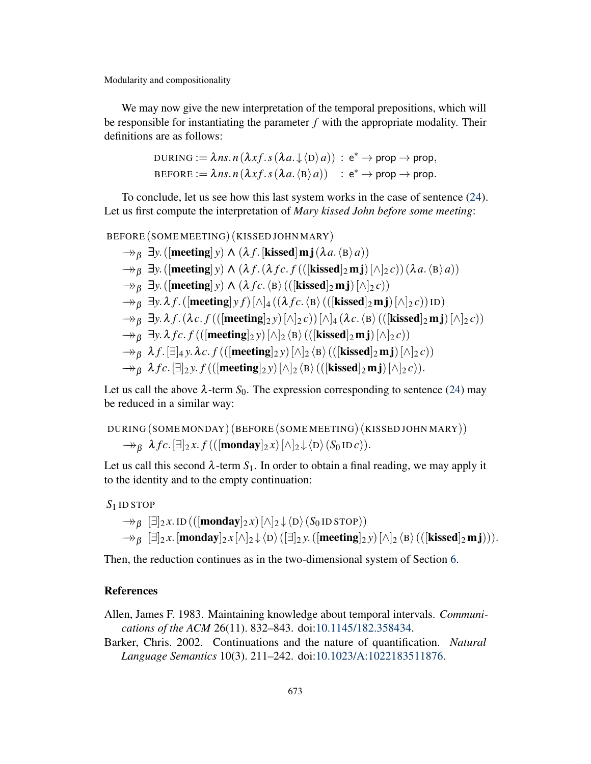We may now give the new interpretation of the temporal prepositions, which will be responsible for instantiating the parameter $f$ with the appropriate modality. Their definitions are as follows:

$$\text{DURING} := \lambda ns.\, n\,(\lambda xf.\, s\,(\lambda a. \downarrow\langle \text{D}\rangle\, a)) \;:\; \mathsf{e}^* \to \mathsf{prop} \to \mathsf{prop},$$

$$\text{BEFORE} := \lambda ns.\, n\,(\lambda xf.\, s\,(\lambda a. \langle \text{B}\rangle\, a)) \quad:\; \mathsf{e}^* \to \mathsf{prop} \to \mathsf{prop}.$$

To conclude, let us see how this last system works in the case of sentence (24). Let us first compute the interpretation of *Mary kissed John before some meeting*:

$$
\begin{aligned}
&\text{BEFORE}\,(\text{SOME MEETING})\,(\text{KISSED JOHN MARY})\\
&\quad \twoheadrightarrow_\beta\ \exists y.\,([\mathbf{meeting}]\,y) \wedge (\lambda f.\,[\mathbf{kissed}]\,\mathbf{m}\,\mathbf{j}\,(\lambda a.\,\langle \text{B}\rangle\, a))\\
&\quad \twoheadrightarrow_\beta\ \exists y.\,([\mathbf{meeting}]\,y) \wedge (\lambda f.\,(\lambda fc.\, f\,(([\mathbf{kissed}]_2\,\mathbf{m}\,\mathbf{j})\,[\wedge]_2\,c))\,(\lambda a.\,\langle \text{B}\rangle\, a))\\
&\quad \twoheadrightarrow_\beta\ \exists y.\,([\mathbf{meeting}]\,y) \wedge (\lambda fc.\,\langle \text{B}\rangle\,(([\mathbf{kissed}]_2\,\mathbf{m}\,\mathbf{j})\,[\wedge]_2\,c))\\
&\quad \twoheadrightarrow_\beta\ \exists y.\,\lambda f.\,([\mathbf{meeting}]\,y\,f)\,[\wedge]_4\,((\lambda fc.\,\langle \text{B}\rangle\,(([\mathbf{kissed}]_2\,\mathbf{m}\,\mathbf{j})\,[\wedge]_2\,c))\,\text{ID})\\
&\quad \twoheadrightarrow_\beta\ \exists y.\,\lambda f.\,(\lambda c.\, f\,(([\mathbf{meeting}]_2\,y)\,[\wedge]_2\,c))\,[\wedge]_4\,(\lambda c.\,\langle \text{B}\rangle\,(([\mathbf{kissed}]_2\,\mathbf{m}\,\mathbf{j})\,[\wedge]_2\,c))\\
&\quad \twoheadrightarrow_\beta\ \exists y.\,\lambda fc.\, f\,(([\mathbf{meeting}]_2\,y)\,[\wedge]_2\,\langle \text{B}\rangle\,(([\mathbf{kissed}]_2\,\mathbf{m}\,\mathbf{j})\,[\wedge]_2\,c))\\
&\quad \twoheadrightarrow_\beta\ \lambda f.\,[\exists]_4\,y.\,\lambda c.\, f\,(([\mathbf{meeting}]_2\,y)\,[\wedge]_2\,\langle \text{B}\rangle\,(([\mathbf{kissed}]_2\,\mathbf{m}\,\mathbf{j})\,[\wedge]_2\,c))\\
&\quad \twoheadrightarrow_\beta\ \lambda fc.\,[\exists]_2\,y.\, f\,(([\mathbf{meeting}]_2\,y)\,[\wedge]_2\,\langle \text{B}\rangle\,(([\mathbf{kissed}]_2\,\mathbf{m}\,\mathbf{j})\,[\wedge]_2\,c)).
\end{aligned}
$$

Let us call the above $\lambda$-term $S_0$. The expression corresponding to sentence (24) may be reduced in a similar way:

$$
\begin{aligned}
&\text{DURING}\,(\text{SOME MONDAY})\,(\text{BEFORE}\,(\text{SOME MEETING})\,(\text{KISSED JOHN MARY}))\\
&\quad \twoheadrightarrow_\beta\ \lambda fc.\,[\exists]_2\,x.\, f\,(([\mathbf{monday}]_2\,x)\,[\wedge]_2 \downarrow\langle \text{D}\rangle\,(S_0\,\text{ID}\,c)).
\end{aligned}
$$

Let us call this second $\lambda$-term $S_1$. In order to obtain a final reading, we may apply it to the identity and to the empty continuation:

$$
\begin{aligned}
&S_1\,\text{ID}\,\text{STOP}\\
&\quad \twoheadrightarrow_\beta\ [\exists]_2\,x.\,\text{ID}\,(([\mathbf{monday}]_2\,x)\,[\wedge]_2 \downarrow\langle \text{D}\rangle\,(S_0\,\text{ID}\,\text{STOP}))\\
&\quad \twoheadrightarrow_\beta\ [\exists]_2\,x.\,[\mathbf{monday}]_2\,x\,[\wedge]_2 \downarrow\langle \text{D}\rangle\,([\exists]_2\,y.\,([\mathbf{meeting}]_2\,y)\,[\wedge]_2\,\langle \text{B}\rangle\,(([\mathbf{kissed}]_2\,\mathbf{m}\,\mathbf{j}))).
\end{aligned}
$$

Then, the reduction continues as in the two-dimensional system of Section 6.

## References

Allen, James F. 1983. Maintaining knowledge about temporal intervals. *Communications of the ACM* 26(11). 832–843. doi:10.1145/182.358434.

Barker, Chris. 2002. Continuations and the nature of quantification. *Natural Language Semantics* 10(3). 211–242. doi:10.1023/A:1022183511876.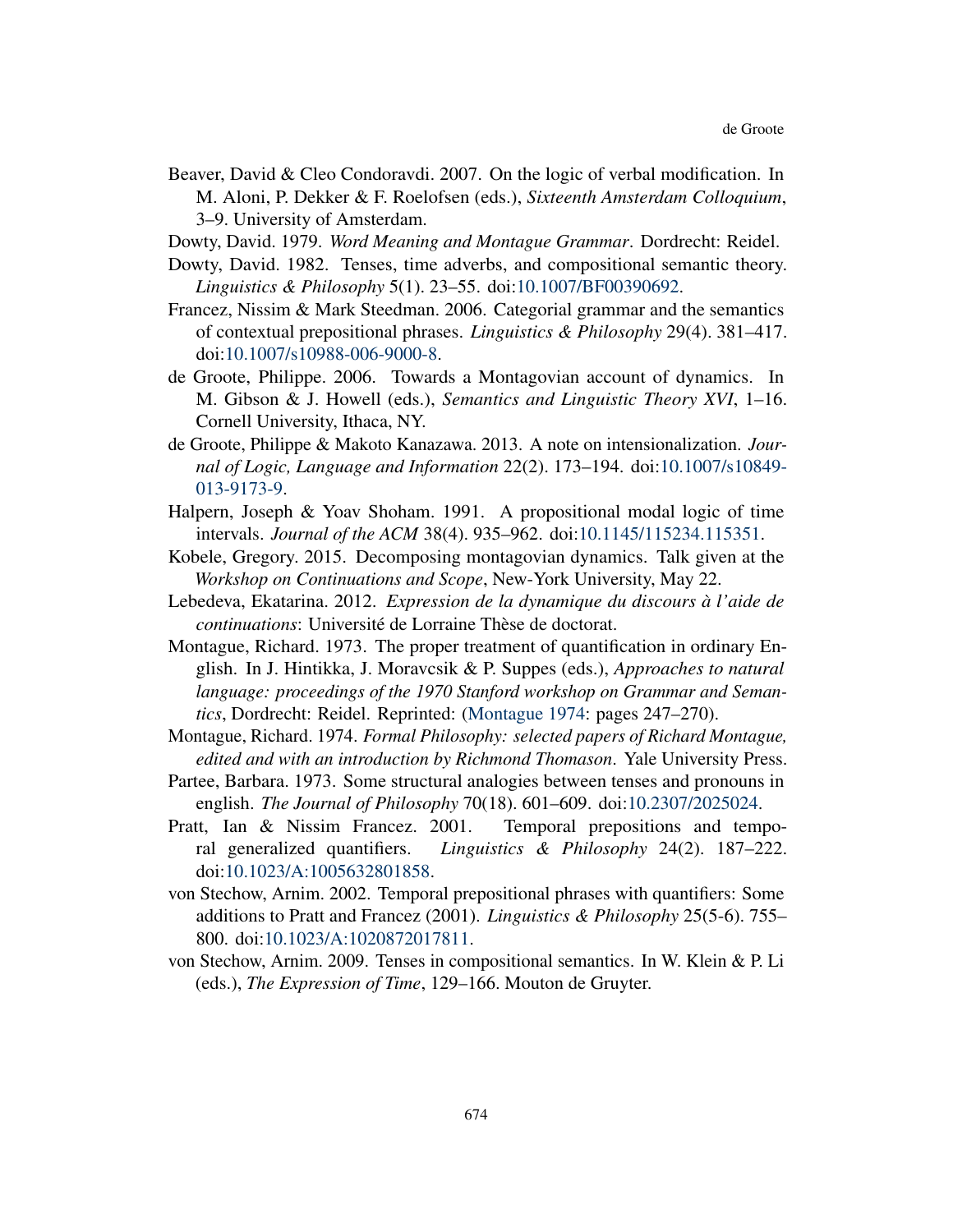Beaver, David & Cleo Condoravdi. 2007. On the logic of verbal modification. In M. Aloni, P. Dekker & F. Roelofsen (eds.), *Sixteenth Amsterdam Colloquium*, 3–9. University of Amsterdam.

Dowty, David. 1979. *Word Meaning and Montague Grammar*. Dordrecht: Reidel.

Dowty, David. 1982. Tenses, time adverbs, and compositional semantic theory. *Linguistics & Philosophy* 5(1). 23–55. doi:10.1007/BF00390692.

Francez, Nissim & Mark Steedman. 2006. Categorial grammar and the semantics of contextual prepositional phrases. *Linguistics & Philosophy* 29(4). 381–417. doi:10.1007/s10988-006-9000-8.

de Groote, Philippe. 2006. Towards a Montagovian account of dynamics. In M. Gibson & J. Howell (eds.), *Semantics and Linguistic Theory XVI*, 1–16. Cornell University, Ithaca, NY.

de Groote, Philippe & Makoto Kanazawa. 2013. A note on intensionalization. *Journal of Logic, Language and Information* 22(2). 173–194. doi:10.1007/s10849-013-9173-9.

Halpern, Joseph & Yoav Shoham. 1991. A propositional modal logic of time intervals. *Journal of the ACM* 38(4). 935–962. doi:10.1145/115234.115351.

Kobele, Gregory. 2015. Decomposing montagovian dynamics. Talk given at the *Workshop on Continuations and Scope*, New-York University, May 22.

Lebedeva, Ekatarina. 2012. *Expression de la dynamique du discours à l'aide de continuations*: Université de Lorraine Thèse de doctorat.

Montague, Richard. 1973. The proper treatment of quantification in ordinary English. In J. Hintikka, J. Moravcsik & P. Suppes (eds.), *Approaches to natural language: proceedings of the 1970 Stanford workshop on Grammar and Semantics*, Dordrecht: Reidel. Reprinted: (Montague 1974: pages 247–270).

Montague, Richard. 1974. *Formal Philosophy: selected papers of Richard Montague, edited and with an introduction by Richmond Thomason*. Yale University Press.

Partee, Barbara. 1973. Some structural analogies between tenses and pronouns in english. *The Journal of Philosophy* 70(18). 601–609. doi:10.2307/2025024.

Pratt, Ian & Nissim Francez. 2001. Temporal prepositions and temporal generalized quantifiers. *Linguistics & Philosophy* 24(2). 187–222. doi:10.1023/A:1005632801858.

von Stechow, Arnim. 2002. Temporal prepositional phrases with quantifiers: Some additions to Pratt and Francez (2001). *Linguistics & Philosophy* 25(5-6). 755–800. doi:10.1023/A:1020872017811.

von Stechow, Arnim. 2009. Tenses in compositional semantics. In W. Klein & P. Li (eds.), *The Expression of Time*, 129–166. Mouton de Gruyter.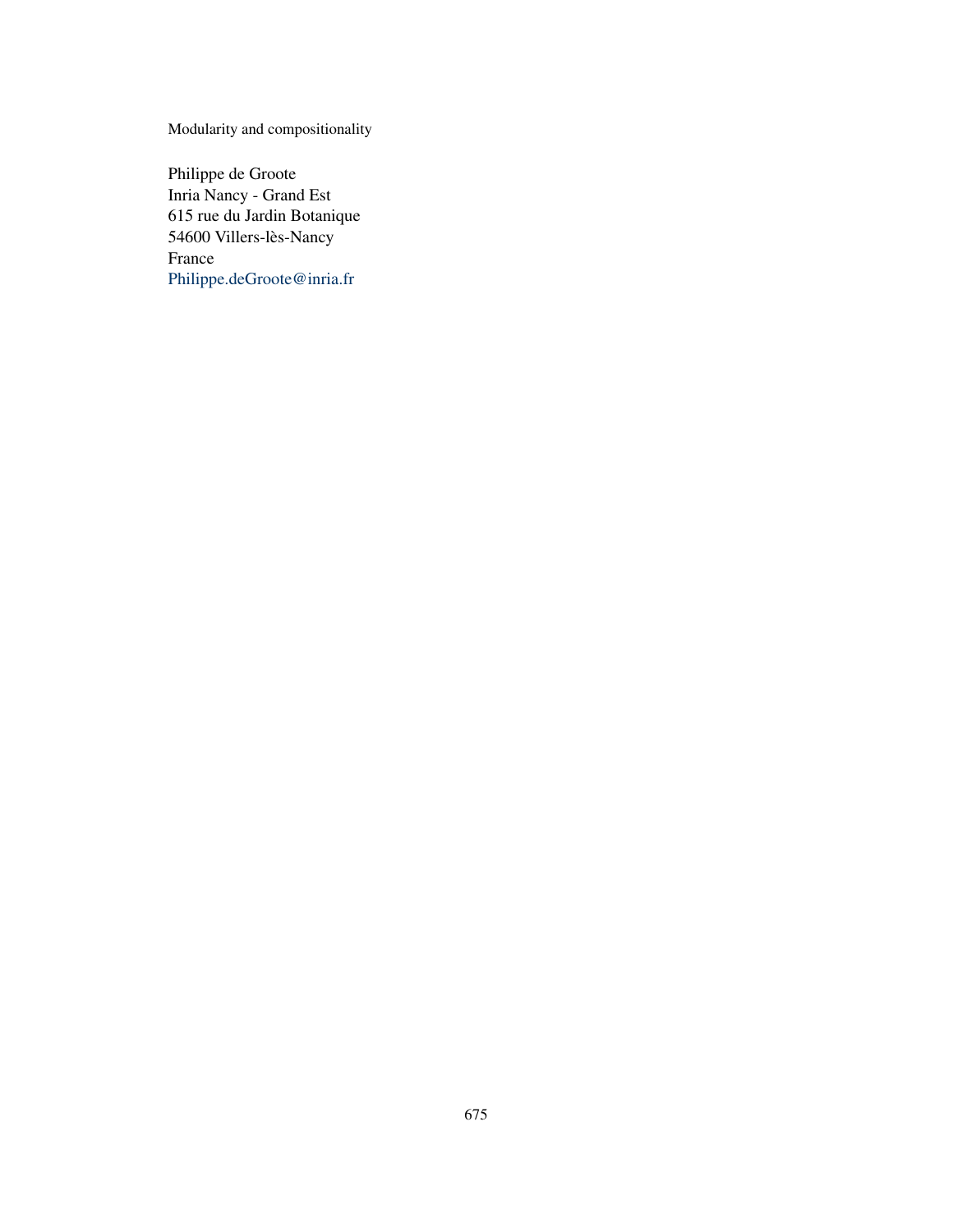Modularity and compositionality

Philippe de Groote
Inria Nancy - Grand Est
615 rue du Jardin Botanique
54600 Villers-lès-Nancy
France
Philippe.deGroote@inria.fr